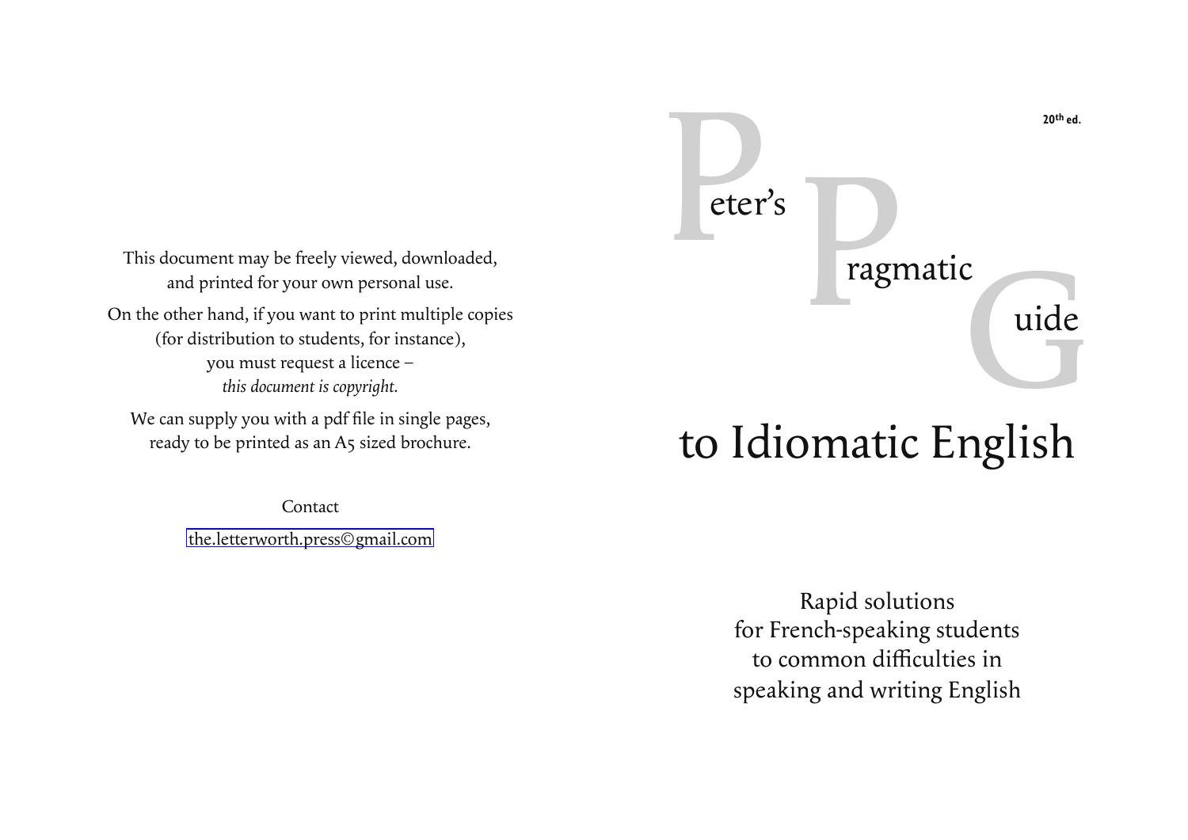This document may be freely viewed, downloaded, and printed for your own personal use.

On the other hand, if you want to print multiple copies (for distribution to students, for instance), you must request a licence – *this document is copyright.*

We can supply you with a pdf file in single pages, ready to be printed as an A5 sized brochure.

Contact

the.letterworth.press©gmail.com

**20th ed.**

# Peter's Pragmatic Guide to Idiomatic English

Rapid solutions for French-speaking students to common difficulties in speaking and writing English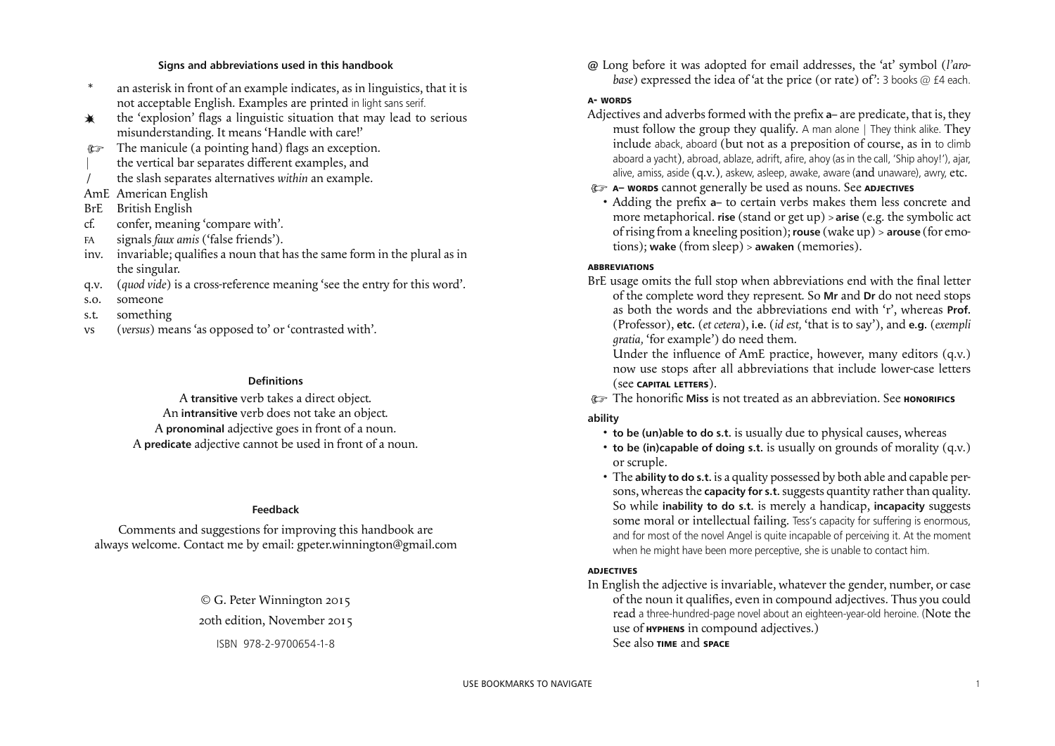### Signs and abbreviations used in this handbook

- \* an asterisk in front of an example indicates, as in linguistics, that it is not acceptable English. Examples are printed in light sans serif.
- ✸ the 'explosion' flags a linguistic situation that may lead to serious misunderstanding. It means 'Handle with care!'
- ☞ The manicule (a pointing hand) flags an exception.
- | the vertical bar separates different examples, and
- / the slash separates alternatives *within* an example.
- AmE American English
- BrE British English
- cf. confer, meaning 'compare with'.
- FA signals *faux amis* ('false friends').
- inv. invariable; qualifies a noun that has the same form in the plural as in the singular.
- q.v. (*quod vide*) is a cross-reference meaning 'see the entry for this word'.
- s.o. someone
- s.t. something
- vs (*versus*) means 'as opposed to' or 'contrasted with'.

### Definitions

A **transitive** verb takes a direct object.
An **intransitive** verb does not take an object.
A **pronominal** adjective goes in front of a noun.
A **predicate** adjective cannot be used in front of a noun.

### Feedback

Comments and suggestions for improving this handbook are always welcome. Contact me by email: gpeter.winnington@gmail.com

© G. Peter Winnington 2015
20th edition, November 2015
ISBN 978-2-9700654-1-8

**@** Long before it was adopted for email addresses, the 'at' symbol (*l'arobase*) expressed the idea of 'at the price (or rate) of': 3 books @ £4 each.

**A- WORDS**

Adjectives and adverbs formed with the prefix **a**– are predicate, that is, they must follow the group they qualify. A man alone | They think alike. They include aback, aboard (but not as a preposition of course, as in to climb aboard a yacht), abroad, ablaze, adrift, afire, ahoy (as in the call, 'Ship ahoy!'), ajar, alive, amiss, aside (q.v.), askew, asleep, awake, aware (and unaware), awry, etc.

☞ **A– WORDS** cannot generally be used as nouns. See **ADJECTIVES**

- Adding the prefix **a**– to certain verbs makes them less concrete and more metaphorical. **rise** (stand or get up) > **arise** (e.g. the symbolic act of rising from a kneeling position); **rouse** (wake up) > **arouse** (for emotions); **wake** (from sleep) > **awaken** (memories).

**ABBREVIATIONS**

BrE usage omits the full stop when abbreviations end with the final letter of the complete word they represent. So **Mr** and **Dr** do not need stops as both the words and the abbreviations end with 'r', whereas **Prof.** (Professor), **etc.** (*et cetera*), **i.e.** (*id est,* 'that is to say'), and **e.g.** (*exempli gratia,* 'for example') do need them.

Under the influence of AmE practice, however, many editors (q.v.) now use stops after all abbreviations that include lower-case letters (see **CAPITAL LETTERS**).

☞ The honorific **Miss** is not treated as an abbreviation. See **HONORIFICS**

**ability**

- **to be (un)able to do s.t.** is usually due to physical causes, whereas
- **to be (in)capable of doing s.t.** is usually on grounds of morality (q.v.) or scruple.
- The **ability to do s.t.** is a quality possessed by both able and capable persons, whereas the **capacity for s.t.** suggests quantity rather than quality. So while **inability to do s.t.** is merely a handicap, **incapacity** suggests some moral or intellectual failing. Tess's capacity for suffering is enormous, and for most of the novel Angel is quite incapable of perceiving it. At the moment when he might have been more perceptive, she is unable to contact him.

**ADJECTIVES**

In English the adjective is invariable, whatever the gender, number, or case of the noun it qualifies, even in compound adjectives. Thus you could read a three-hundred-page novel about an eighteen-year-old heroine. (Note the use of **HYPHENS** in compound adjectives.)
See also **TIME** and **SPACE**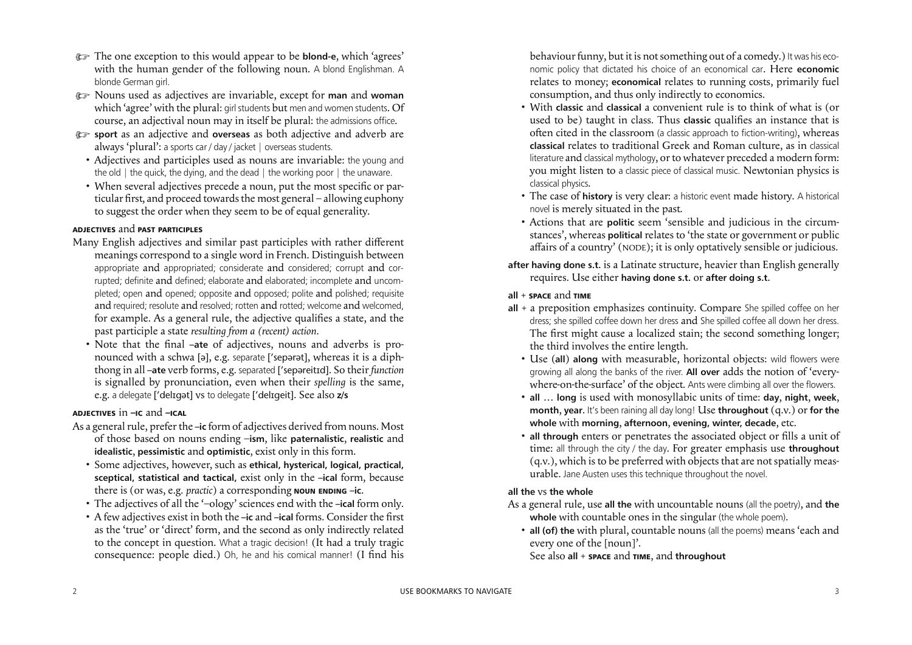- ☞ The one exception to this would appear to be **blond-e**, which 'agrees' with the human gender of the following noun. A blond Englishman. A blonde German girl.
- ☞ Nouns used as adjectives are invariable, except for **man** and **woman** which 'agree' with the plural: girl students but men and women students. Of course, an adjectival noun may in itself be plural: the admissions office.
- ☞ **sport** as an adjective and **overseas** as both adjective and adverb are always 'plural': a sports car / day / jacket | overseas students.
  - Adjectives and participles used as nouns are invariable: the young and the old | the quick, the dying, and the dead | the working poor | the unaware.
  - When several adjectives precede a noun, put the most specific or particular first, and proceed towards the most general – allowing euphony to suggest the order when they seem to be of equal generality.

### ADJECTIVES and PAST PARTICIPLES

Many English adjectives and similar past participles with rather different meanings correspond to a single word in French. Distinguish between appropriate and appropriated; considerate and considered; corrupt and corrupted; definite and defined; elaborate and elaborated; incomplete and uncompleted; open and opened; opposite and opposed; polite and polished; requisite and required; resolute and resolved; rotten and rotted; welcome and welcomed, for example. As a general rule, the adjective qualifies a state, and the past participle a state *resulting from a (recent) action*.

- Note that the final **–ate** of adjectives, nouns and adverbs is pronounced with a schwa [ə], e.g. separate [ˈsepərət], whereas it is a diphthong in all **–ate** verb forms, e.g. separated [ˈsepəreitɪd]. So their *function* is signalled by pronunciation, even when their *spelling* is the same, e.g. a delegate [ˈdelɪgət] vs to delegate [ˈdelɪgeit]. See also **z/s**

### ADJECTIVES in –IC and –ICAL

As a general rule, prefer the **–ic** form of adjectives derived from nouns. Most of those based on nouns ending **–ism**, like **paternalistic**, **realistic** and **idealistic**, **pessimistic** and **optimistic**, exist only in this form.

- Some adjectives, however, such as **ethical, hysterical, logical, practical, sceptical, statistical and tactical,** exist only in the **–ical** form, because there is (or was, e.g. *practic*) a corresponding **NOUN ENDING –ic**.
- The adjectives of all the '–ology' sciences end with the **–ical** form only.
- A few adjectives exist in both the **–ic** and **–ical** forms. Consider the first as the 'true' or 'direct' form, and the second as only indirectly related to the concept in question. What a tragic decision! (It had a truly tragic consequence: people died.) Oh, he and his comical manner! (I find his behaviour funny, but it is not something out of a comedy.) It was his economic policy that dictated his choice of an economical car. Here **economic** relates to money; **economical** relates to running costs, primarily fuel consumption, and thus only indirectly to economics.
- With **classic** and **classical** a convenient rule is to think of what is (or used to be) taught in class. Thus **classic** qualifies an instance that is often cited in the classroom (a classic approach to fiction-writing), whereas **classical** relates to traditional Greek and Roman culture, as in classical literature and classical mythology, or to whatever preceded a modern form: you might listen to a classic piece of classical music. Newtonian physics is classical physics.
- The case of **history** is very clear: a historic event made history. A historical novel is merely situated in the past.
- Actions that are **politic** seem 'sensible and judicious in the circumstances', whereas **political** relates to 'the state or government or public affairs of a country' (NODE); it is only optatively sensible or judicious.

**after having done s.t.** is a Latinate structure, heavier than English generally requires. Use either **having done s.t.** or **after doing s.t.**

### all + SPACE and TIME

**all** + a preposition emphasizes continuity. Compare She spilled coffee on her dress; she spilled coffee down her dress and She spilled coffee all down her dress. The first might cause a localized stain; the second something longer; the third involves the entire length.

- Use (**all**) **along** with measurable, horizontal objects: wild flowers were growing all along the banks of the river. **All over** adds the notion of 'everywhere-on-the-surface' of the object. Ants were climbing all over the flowers.
- **all** … **long** is used with monosyllabic units of time: **day**, **night**, **week**, **month**, **year**. It's been raining all day long! Use **throughout** (q.v.) or **for the whole** with **morning**, **afternoon**, **evening**, **winter**, **decade**, etc.
- **all through** enters or penetrates the associated object or fills a unit of time: all through the city / the day. For greater emphasis use **throughout** (q.v.), which is to be preferred with objects that are not spatially measurable. Jane Austen uses this technique throughout the novel.

### all the vs the whole

As a general rule, use **all the** with uncountable nouns (all the poetry), and **the whole** with countable ones in the singular (the whole poem).

- **all (of) the** with plural, countable nouns (all the poems) means 'each and every one of the [noun]'.

  See also **all** + **SPACE** and **TIME**, and **throughout**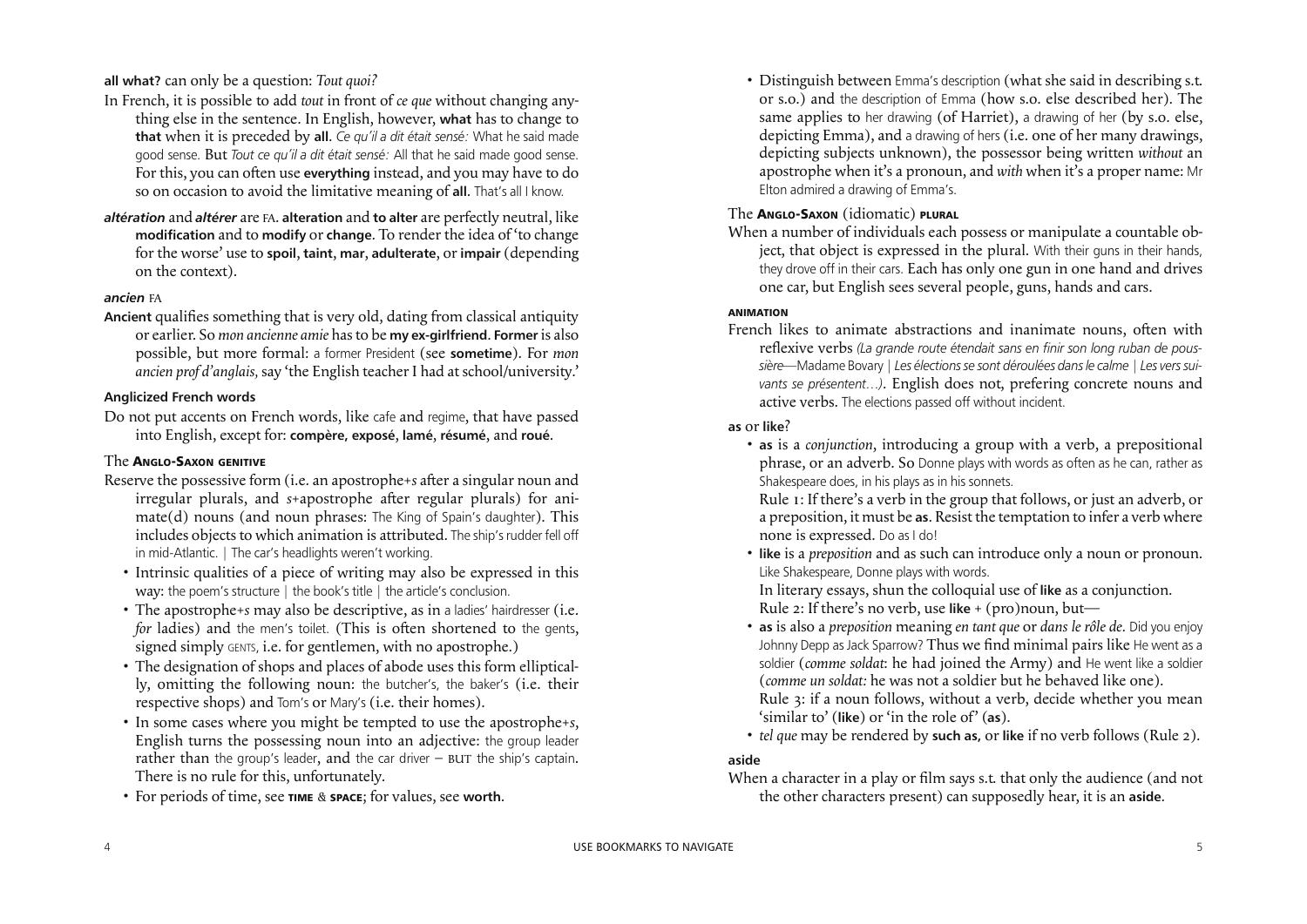**all what?** can only be a question: *Tout quoi?*

In French, it is possible to add *tout* in front of *ce que* without changing anything else in the sentence. In English, however, **what** has to change to **that** when it is preceded by **all**. *Ce qu'il a dit était sensé:* What he said made good sense. But *Tout ce qu'il a dit était sensé:* All that he said made good sense. For this, you can often use **everything** instead, and you may have to do so on occasion to avoid the limitative meaning of **all**. That's all I know.

***altération*** and ***altérer*** are FA. **alteration** and **to alter** are perfectly neutral, like **modification** and to **modify** or **change**. To render the idea of 'to change for the worse' use to **spoil**, **taint**, **mar**, **adulterate**, or **impair** (depending on the context).

***ancien*** FA

**Ancient** qualifies something that is very old, dating from classical antiquity or earlier. So *mon ancienne amie* has to be **my ex-girlfriend**. **Former** is also possible, but more formal: a former President (see **sometime**). For *mon ancien prof d'anglais*, say 'the English teacher I had at school/university.'

**Anglicized French words**

Do not put accents on French words, like cafe and regime, that have passed into English, except for: **compère**, **exposé**, **lamé**, **résumé**, and **roué**.

The **ANGLO-SAXON GENITIVE**

Reserve the possessive form (i.e. an apostrophe+*s* after a singular noun and irregular plurals, and *s*+apostrophe after regular plurals) for animate(d) nouns (and noun phrases: The King of Spain's daughter). This includes objects to which animation is attributed. The ship's rudder fell off in mid-Atlantic. | The car's headlights weren't working.

- Intrinsic qualities of a piece of writing may also be expressed in this way: the poem's structure | the book's title | the article's conclusion.
- The apostrophe+*s* may also be descriptive, as in a ladies' hairdresser (i.e. *for* ladies) and the men's toilet. (This is often shortened to the gents, signed simply GENTS, i.e. for gentlemen, with no apostrophe.)
- The designation of shops and places of abode uses this form elliptically, omitting the following noun: the butcher's, the baker's (i.e. their respective shops) and Tom's or Mary's (i.e. their homes).
- In some cases where you might be tempted to use the apostrophe+*s*, English turns the possessing noun into an adjective: the group leader rather than the group's leader, and the car driver – BUT the ship's captain. There is no rule for this, unfortunately.
- For periods of time, see **TIME** & **SPACE**; for values, see **worth**.
- Distinguish between Emma's description (what she said in describing s.t. or s.o.) and the description of Emma (how s.o. else described her). The same applies to her drawing (of Harriet), a drawing of her (by s.o. else, depicting Emma), and a drawing of hers (i.e. one of her many drawings, depicting subjects unknown), the possessor being written *without* an apostrophe when it's a pronoun, and *with* when it's a proper name: Mr Elton admired a drawing of Emma's.

The **ANGLO-SAXON** (idiomatic) **PLURAL**

When a number of individuals each possess or manipulate a countable object, that object is expressed in the plural. With their guns in their hands, they drove off in their cars. Each has only one gun in one hand and drives one car, but English sees several people, guns, hands and cars.

**ANIMATION**

French likes to animate abstractions and inanimate nouns, often with reflexive verbs *(La grande route étendait sans en finir son long ruban de poussière*—Madame Bovary | *Les élections se sont déroulées dans le calme* | *Les vers suivants se présentent…)*. English does not, prefering concrete nouns and active verbs. The elections passed off without incident.

**as** or **like**?

- **as** is a *conjunction*, introducing a group with a verb, a prepositional phrase, or an adverb. So Donne plays with words as often as he can, rather as Shakespeare does, in his plays as in his sonnets.
  Rule 1: If there's a verb in the group that follows, or just an adverb, or a preposition, it must be **as**. Resist the temptation to infer a verb where none is expressed. Do as I do!
- **like** is a *preposition* and as such can introduce only a noun or pronoun. Like Shakespeare, Donne plays with words.
  In literary essays, shun the colloquial use of **like** as a conjunction.
  Rule 2: If there's no verb, use **like** + (pro)noun, but—
- **as** is also a *preposition* meaning *en tant que* or *dans le rôle de*. Did you enjoy Johnny Depp as Jack Sparrow? Thus we find minimal pairs like He went as a soldier (*comme soldat*: he had joined the Army) and He went like a soldier (*comme un soldat:* he was not a soldier but he behaved like one).
  Rule 3: if a noun follows, without a verb, decide whether you mean 'similar to' (**like**) or 'in the role of' (**as**).
- *tel que* may be rendered by **such as**, or **like** if no verb follows (Rule 2).

**aside**

When a character in a play or film says s.t. that only the audience (and not the other characters present) can supposedly hear, it is an **aside**.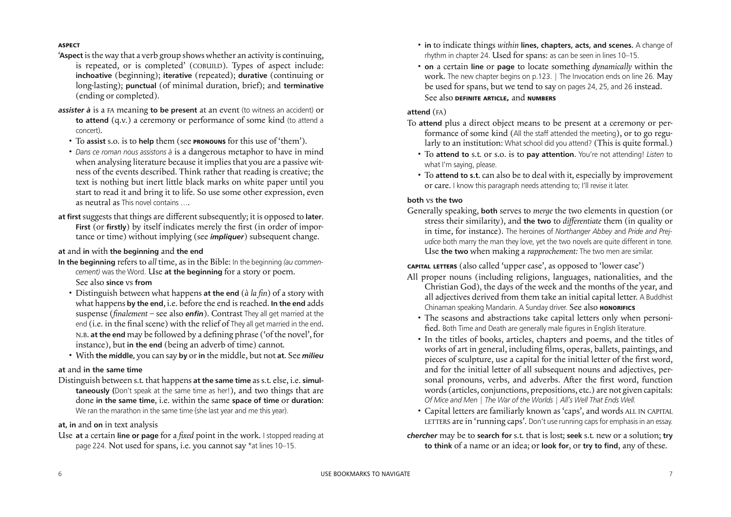**ASPECT**

'**Aspect** is the way that a verb group shows whether an activity is continuing, is repeated, or is completed' (COBUILD). Types of aspect include: **inchoative** (beginning); **iterative** (repeated); **durative** (continuing or long-lasting); **punctual** (of minimal duration, brief); and **terminative** (ending or completed).

***assister à*** is a FA meaning **to be present** at an event (to witness an accident) or **to attend** (q.v.) a ceremony or performance of some kind (to attend a concert).

- To **assist** s.o. is to **help** them (see **PRONOUNS** for this use of 'them').
- *Dans ce roman nous assistons à* is a dangerous metaphor to have in mind when analysing literature because it implies that you are a passive witness of the events described. Think rather that reading is creative; the text is nothing but inert little black marks on white paper until you start to read it and bring it to life. So use some other expression, even as neutral as This novel contains ….

**at first** suggests that things are different subsequently; it is opposed to **later**. **First** (or **firstly**) by itself indicates merely the first (in order of importance or time) without implying (see ***impliquer***) subsequent change.

**at** and **in** with **the beginning** and **the end**

**In the beginning** refers to *all* time, as in the Bible: In the beginning *(au commencement)* was the Word. Use **at the beginning** for a story or poem. See also **since** vs **from**

- Distinguish between what happens **at the end** (*à la fin*) of a story with what happens **by the end**, i.e. before the end is reached. **In the end** adds suspense (*finalement* – see also ***enfin***). Contrast They all get married at the end (i.e. in the final scene) with the relief of They all get married in the end. N.B. **at the end** may be followed by a defining phrase ('of the novel', for instance), but **in the end** (being an adverb of time) cannot.
- With **the middle**, you can say **by** or **in** the middle, but not **at**. See ***milieu***

**at** and **in the same time**

Distinguish between s.t. that happens **at the same time** as s.t. else, i.e. **simultaneously** (Don't speak at the same time as her!), and two things that are done **in the same time**, i.e. within the same **space of time** or **duration**: We ran the marathon in the same time (she last year and me this year).

**at, in** and **on** in text analysis

Use **at** a certain **line or page** for a *fixed* point in the work. I stopped reading at page 224. Not used for spans, i.e. you cannot say *at lines 10–15.

- **in** to indicate things *within* **lines, chapters, acts, and scenes.** A change of rhythm in chapter 24. Used for spans: as can be seen in lines 10–15.
- **on** a certain **line** or **page** to locate something *dynamically* within the work. The new chapter begins on p.123. | The Invocation ends on line 26. May be used for spans, but we tend to say on pages 24, 25, and 26 instead. See also **DEFINITE ARTICLE**, and **NUMBERS**

**attend** (FA)

To **attend** plus a direct object means to be present at a ceremony or performance of some kind (All the staff attended the meeting), or to go regularly to an institution: What school did you attend? (This is quite formal.)

- To **attend to** s.t. or s.o. is to **pay attention**. You're not attending! *Listen* to what I'm saying, please.
- To **attend to s.t.** can also be to deal with it, especially by improvement or care. I know this paragraph needs attending to; I'll revise it later.

**both** vs **the two**

Generally speaking, **both** serves to *merge* the two elements in question (or stress their similarity), and **the two** to *differentiate* them (in quality or in time, for instance). The heroines of *Northanger Abbey* and *Pride and Prejudice* both marry the man they love, yet the two novels are quite different in tone. Use **the two** when making a *rapprochement:* The two men are similar.

**CAPITAL LETTERS** (also called 'upper case', as opposed to 'lower case')

All proper nouns (including religions, languages, nationalities, and the Christian God), the days of the week and the months of the year, and all adjectives derived from them take an initial capital letter. A Buddhist Chinaman speaking Mandarin. A Sunday driver. See also **HONORIFICS**

- The seasons and abstractions take capital letters only when personified. Both Time and Death are generally male figures in English literature.
- In the titles of books, articles, chapters and poems, and the titles of works of art in general, including films, operas, ballets, paintings, and pieces of sculpture, use a capital for the initial letter of the first word, and for the initial letter of all subsequent nouns and adjectives, personal pronouns, verbs, and adverbs. After the first word, function words (articles, conjunctions, prepositions, etc.) are not given capitals: *Of Mice and Men | The War of the Worlds | All's Well That Ends Well.*
- Capital letters are familiarly known as 'caps', and words ALL IN CAPITAL LETTERS are in 'running caps'. Don't use running caps for emphasis in an essay.

***chercher*** may be to **search for** s.t. that is lost; **seek** s.t. new or a solution; **try to think** of a name or an idea; or **look for**, or **try to find**, any of these.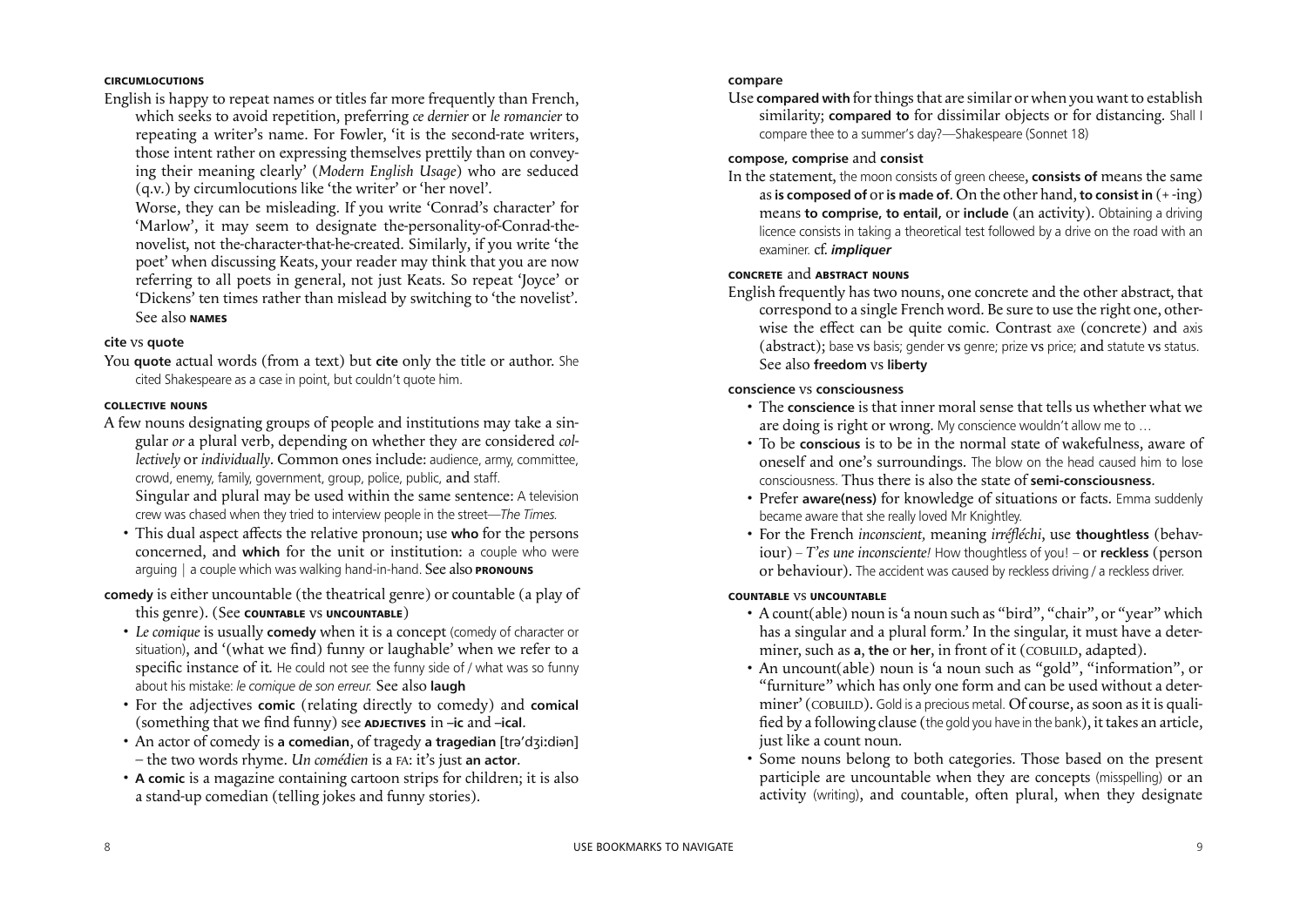#### CIRCUMLOCUTIONS

English is happy to repeat names or titles far more frequently than French, which seeks to avoid repetition, preferring *ce dernier* or *le romancier* to repeating a writer's name. For Fowler, 'it is the second-rate writers, those intent rather on expressing themselves prettily than on conveying their meaning clearly' (*Modern English Usage*) who are seduced (q.v.) by circumlocutions like 'the writer' or 'her novel'.

Worse, they can be misleading. If you write 'Conrad's character' for 'Marlow', it may seem to designate the-personality-of-Conrad-the-novelist, not the-character-that-he-created. Similarly, if you write 'the poet' when discussing Keats, your reader may think that you are now referring to all poets in general, not just Keats. So repeat 'Joyce' or 'Dickens' ten times rather than mislead by switching to 'the novelist'. See also **NAMES**

#### cite vs quote

You **quote** actual words (from a text) but **cite** only the title or author. She cited Shakespeare as a case in point, but couldn't quote him.

#### COLLECTIVE NOUNS

A few nouns designating groups of people and institutions may take a singular *or* a plural verb, depending on whether they are considered *collectively* or *individually*. Common ones include: audience, army, committee, crowd, enemy, family, government, group, police, public, and staff.

Singular and plural may be used within the same sentence: A television crew was chased when they tried to interview people in the street—*The Times*.

- This dual aspect affects the relative pronoun; use **who** for the persons concerned, and **which** for the unit or institution: a couple who were arguing | a couple which was walking hand-in-hand. See also **PRONOUNS**

**comedy** is either uncountable (the theatrical genre) or countable (a play of this genre). (See **COUNTABLE** vs **UNCOUNTABLE**)

- *Le comique* is usually **comedy** when it is a concept (comedy of character or situation), and '(what we find) funny or laughable' when we refer to a specific instance of it. He could not see the funny side of / what was so funny about his mistake: *le comique de son erreur.* See also **laugh**
- For the adjectives **comic** (relating directly to comedy) and **comical** (something that we find funny) see **ADJECTIVES** in –**ic** and –**ical**.
- An actor of comedy is **a comedian**, of tragedy **a tragedian** [trəˈdʒiːdiən] – the two words rhyme. *Un comédien* is a FA: it's just **an actor**.
- **A comic** is a magazine containing cartoon strips for children; it is also a stand-up comedian (telling jokes and funny stories).

#### compare

Use **compared with** for things that are similar or when you want to establish similarity; **compared to** for dissimilar objects or for distancing. Shall I compare thee to a summer's day?—Shakespeare (Sonnet 18)

#### compose, comprise and consist

In the statement, the moon consists of green cheese, **consists of** means the same as **is composed of** or **is made of**. On the other hand, **to consist in** (+ -ing) means **to comprise, to entail**, or **include** (an activity). Obtaining a driving licence consists in taking a theoretical test followed by a drive on the road with an examiner. cf. ***impliquer***

#### CONCRETE and ABSTRACT NOUNS

English frequently has two nouns, one concrete and the other abstract, that correspond to a single French word. Be sure to use the right one, otherwise the effect can be quite comic. Contrast axe (concrete) and axis (abstract); base vs basis; gender vs genre; prize vs price; and statute vs status. See also **freedom** vs **liberty**

#### conscience vs consciousness

- The **conscience** is that inner moral sense that tells us whether what we are doing is right or wrong. My conscience wouldn't allow me to …
- To be **conscious** is to be in the normal state of wakefulness, aware of oneself and one's surroundings. The blow on the head caused him to lose consciousness. Thus there is also the state of **semi-consciousness**.
- Prefer **aware(ness)** for knowledge of situations or facts. Emma suddenly became aware that she really loved Mr Knightley.
- For the French *inconscient,* meaning *irréfléchi*, use **thoughtless** (behaviour) – *T'es une inconsciente!* How thoughtless of you! – or **reckless** (person or behaviour). The accident was caused by reckless driving / a reckless driver.

#### COUNTABLE vs UNCOUNTABLE

- A count(able) noun is 'a noun such as "bird", "chair", or "year" which has a singular and a plural form.' In the singular, it must have a determiner, such as **a**, **the** or **her**, in front of it (COBUILD, adapted).
- An uncount(able) noun is 'a noun such as "gold", "information", or "furniture" which has only one form and can be used without a determiner' (COBUILD). Gold is a precious metal. Of course, as soon as it is qualified by a following clause (the gold you have in the bank), it takes an article, just like a count noun.
- Some nouns belong to both categories. Those based on the present participle are uncountable when they are concepts (misspelling) or an activity (writing), and countable, often plural, when they designate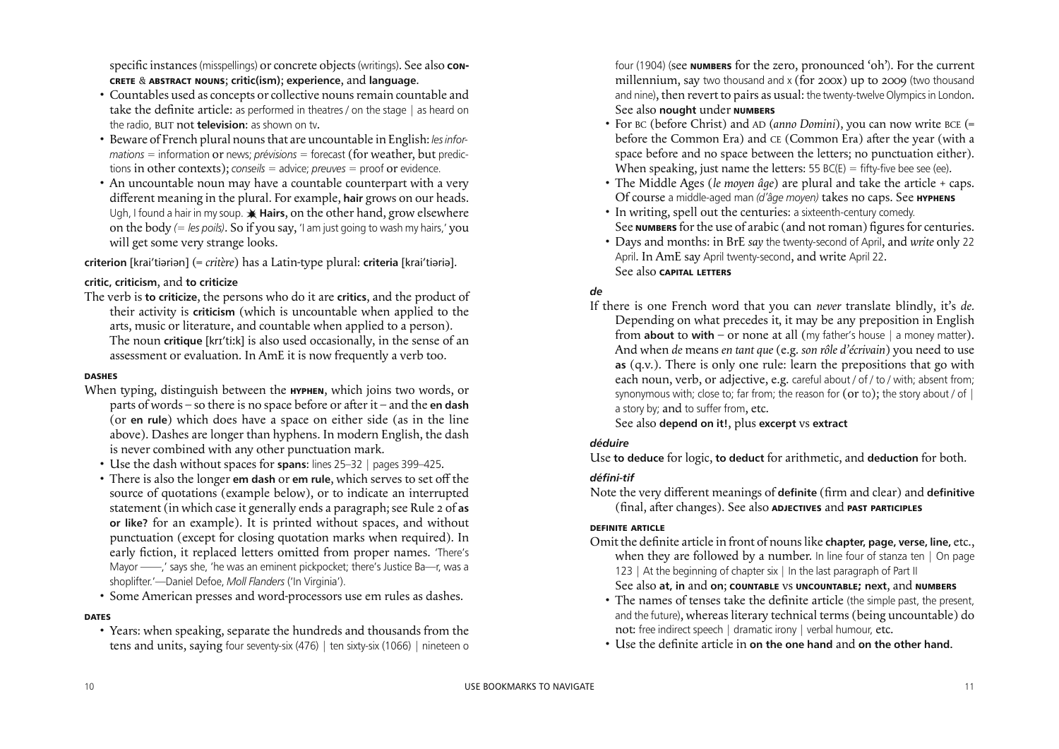specific instances (misspellings) or concrete objects (writings). See also **concrete & abstract nouns**; **critic(ism)**; **experience**, and **language**.

- Countables used as concepts or collective nouns remain countable and take the definite article: as performed in theatres / on the stage | as heard on the radio, BUT not **television**: as shown on tv.
- Beware of French plural nouns that are uncountable in English: *les informations* = information or news; *prévisions* = forecast (for weather, but predictions in other contexts); *conseils* = advice; *preuves* = proof or evidence.
- An uncountable noun may have a countable counterpart with a very different meaning in the plural. For example, **hair** grows on our heads. Ugh, I found a hair in my soup. ✱ **Hairs**, on the other hand, grow elsewhere on the body *(= les poils)*. So if you say, 'I am just going to wash my hairs,' you will get some very strange looks.

**criterion** [kraiˈtiəriən] (= *critère*) has a Latin-type plural: **criteria** [kraiˈtiəriə].

**critic, criticism**, and **to criticize**

The verb is **to criticize**, the persons who do it are **critics**, and the product of their activity is **criticism** (which is uncountable when applied to the arts, music or literature, and countable when applied to a person). The noun **critique** [krɪˈtiːk] is also used occasionally, in the sense of an assessment or evaluation. In AmE it is now frequently a verb too.

**DASHES**

When typing, distinguish between the **hyphen**, which joins two words, or parts of words – so there is no space before or after it – and the **en dash** (or **en rule**) which does have a space on either side (as in the line above). Dashes are longer than hyphens. In modern English, the dash is never combined with any other punctuation mark.

- Use the dash without spaces for **spans**: lines 25–32 | pages 399–425.
- There is also the longer **em dash** or **em rule**, which serves to set off the source of quotations (example below), or to indicate an interrupted statement (in which case it generally ends a paragraph; see Rule 2 of **as or like?** for an example). It is printed without spaces, and without punctuation (except for closing quotation marks when required). In early fiction, it replaced letters omitted from proper names. 'There's Mayor ——,' says she, 'he was an eminent pickpocket; there's Justice Ba—r, was a shoplifter.'—Daniel Defoe, *Moll Flanders* ('In Virginia').
- Some American presses and word-processors use em rules as dashes.

**DATES**

- Years: when speaking, separate the hundreds and thousands from the tens and units, saying four seventy-six (476) | ten sixty-six (1066) | nineteen o four (1904) (see **numbers** for the zero, pronounced 'oh'). For the current millennium, say two thousand and x (for 200x) up to 2009 (two thousand and nine), then revert to pairs as usual: the twenty-twelve Olympics in London. See also **nought** under **numbers**
- For BC (before Christ) and AD (*anno Domini*), you can now write BCE (= before the Common Era) and CE (Common Era) after the year (with a space before and no space between the letters; no punctuation either). When speaking, just name the letters: 55 BC(E) = fifty-five bee see (ee).
- The Middle Ages (*le moyen âge*) are plural and take the article + caps. Of course a middle-aged man *(d'âge moyen)* takes no caps. See **hyphens**
- In writing, spell out the centuries: a sixteenth-century comedy. See **numbers** for the use of arabic (and not roman) figures for centuries.
- Days and months: in BrE *say* the twenty-second of April, and *write* only 22 April. In AmE say April twenty-second, and write April 22. See also **capital letters**

***de***

If there is one French word that you can *never* translate blindly, it's *de*. Depending on what precedes it, it may be any preposition in English from **about** to **with** – or none at all (my father's house | a money matter). And when *de* means *en tant que* (e.g. *son rôle d'écrivain*) you need to use **as** (q.v.). There is only one rule: learn the prepositions that go with each noun, verb, or adjective, e.g. careful about / of / to / with; absent from; synonymous with; close to; far from; the reason for (or to); the story about / of | a story by; and to suffer from, etc.

See also **depend on it!**, plus **excerpt** vs **extract**

***déduire***

Use **to deduce** for logic, **to deduct** for arithmetic, and **deduction** for both.

***défini-tif***

Note the very different meanings of **definite** (firm and clear) and **definitive** (final, after changes). See also **adjectives** and **past participles**

**DEFINITE ARTICLE**

Omit the definite article in front of nouns like **chapter, page, verse, line,** etc., when they are followed by a number. In line four of stanza ten | On page 123 | At the beginning of chapter six | In the last paragraph of Part II

See also **at, in** and **on**; **countable** vs **uncountable; next**, and **numbers**

- The names of tenses take the definite article (the simple past, the present, and the future), whereas literary technical terms (being uncountable) do not: free indirect speech | dramatic irony | verbal humour, etc.
- Use the definite article in **on the one hand** and **on the other hand.**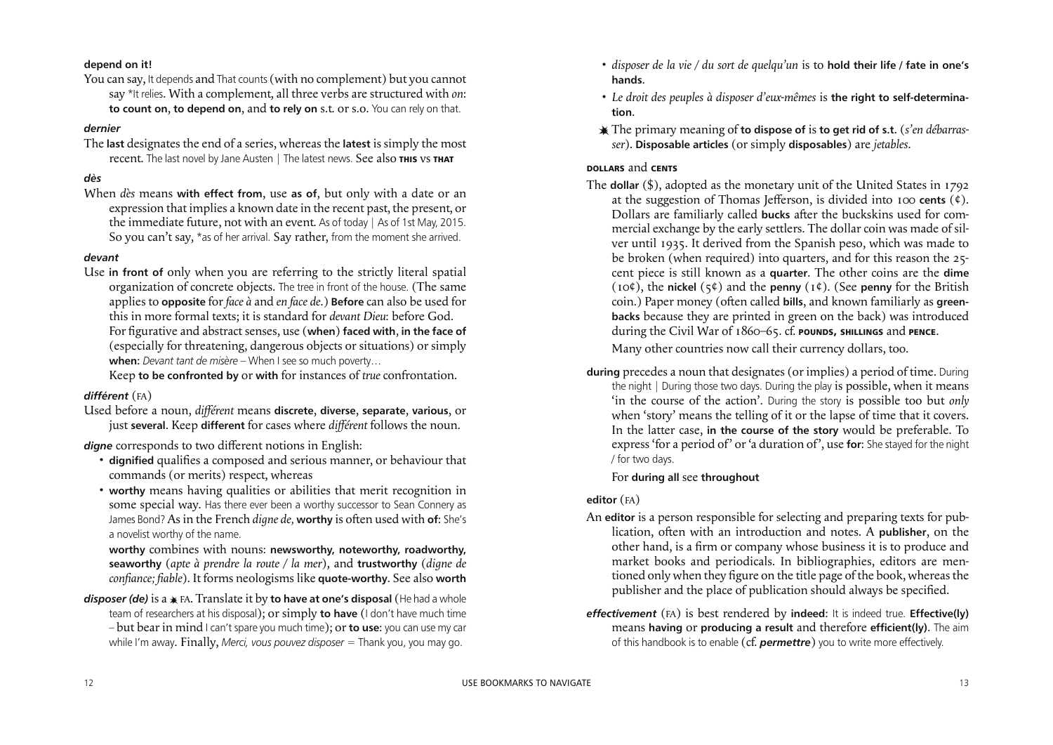**depend on it!**

You can say, It depends and That counts (with no complement) but you cannot say *It relies. With a complement, all three verbs are structured with *on*: **to count on**, **to depend on**, and **to rely on** s.t. or s.o. You can rely on that.

***dernier***

The **last** designates the end of a series, whereas the **latest** is simply the most recent. The last novel by Jane Austen | The latest news. See also **THIS** vs **THAT**

***dès***

When *dès* means **with effect from**, use **as of**, but only with a date or an expression that implies a known date in the recent past, the present, or the immediate future, not with an event. As of today | As of 1st May, 2015. So you can't say, *as of her arrival. Say rather, from the moment she arrived.

***devant***

Use **in front of** only when you are referring to the strictly literal spatial organization of concrete objects. The tree in front of the house. (The same applies to **opposite** for *face à* and *en face de*.) **Before** can also be used for this in more formal texts; it is standard for *devant Dieu*: before God.

For figurative and abstract senses, use (**when**) **faced with**, **in the face of** (especially for threatening, dangerous objects or situations) or simply **when**: *Devant tant de misère* – When I see so much poverty…

Keep **to be confronted by** or **with** for instances of *true* confrontation.

***différent*** (FA)

Used before a noun, *différent* means **discrete**, **diverse**, **separate**, **various**, or just **several**. Keep **different** for cases where *différent* follows the noun.

***digne*** corresponds to two different notions in English:

- **dignified** qualifies a composed and serious manner, or behaviour that commands (or merits) respect, whereas
- **worthy** means having qualities or abilities that merit recognition in some special way. Has there ever been a worthy successor to Sean Connery as James Bond? As in the French *digne de,* **worthy** is often used with **of**: She's a novelist worthy of the name.

  **worthy** combines with nouns: **newsworthy, noteworthy, roadworthy, seaworthy** (*apte à prendre la route / la mer*), and **trustworthy** (*digne de confiance; fiable*). It forms neologisms like **quote-worthy**. See also **worth**

***disposer (de)*** is a ☀ FA. Translate it by **to have at one's disposal** (He had a whole team of researchers at his disposal); or simply **to have** (I don't have much time – but bear in mind I can't spare you much time); or **to use**: you can use my car while I'm away. Finally, *Merci, vous pouvez disposer* = Thank you, you may go.

- *disposer de la vie / du sort de quelqu'un* is to **hold their life / fate in one's hands**.
- *Le droit des peuples à disposer d'eux-mêmes* is **the right to self-determination**.

☀ The primary meaning of **to dispose of** is **to get rid of s.t.** (*s'en débarrasser*). **Disposable articles** (or simply **disposables**) are *jetables*.

**DOLLARS** and **CENTS**

The **dollar** ($), adopted as the monetary unit of the United States in 1792 at the suggestion of Thomas Jefferson, is divided into 100 **cents** (¢). Dollars are familiarly called **bucks** after the buckskins used for commercial exchange by the early settlers. The dollar coin was made of silver until 1935. It derived from the Spanish peso, which was made to be broken (when required) into quarters, and for this reason the 25-cent piece is still known as a **quarter**. The other coins are the **dime** (10¢), the **nickel** (5¢) and the **penny** (1¢). (See **penny** for the British coin.) Paper money (often called **bills**, and known familiarly as **greenbacks** because they are printed in green on the back) was introduced during the Civil War of 1860–65. cf. **POUNDS, SHILLINGS** and **PENCE**.

Many other countries now call their currency dollars, too.

**during** precedes a noun that designates (or implies) a period of time. During the night | During those two days. During the play is possible, when it means 'in the course of the action'. During the story is possible too but *only* when 'story' means the telling of it or the lapse of time that it covers. In the latter case, **in the course of the story** would be preferable. To express 'for a period of' or 'a duration of', use **for**: She stayed for the night / for two days.

For **during all** see **throughout**

**editor** (FA)

An **editor** is a person responsible for selecting and preparing texts for publication, often with an introduction and notes. A **publisher**, on the other hand, is a firm or company whose business it is to produce and market books and periodicals. In bibliographies, editors are mentioned only when they figure on the title page of the book, whereas the publisher and the place of publication should always be specified.

***effectivement*** (FA) is best rendered by **indeed**: It is indeed true. **Effective(ly)** means **having** or **producing a result** and therefore **efficient(ly)**. The aim of this handbook is to enable (cf. ***permettre***) you to write more effectively.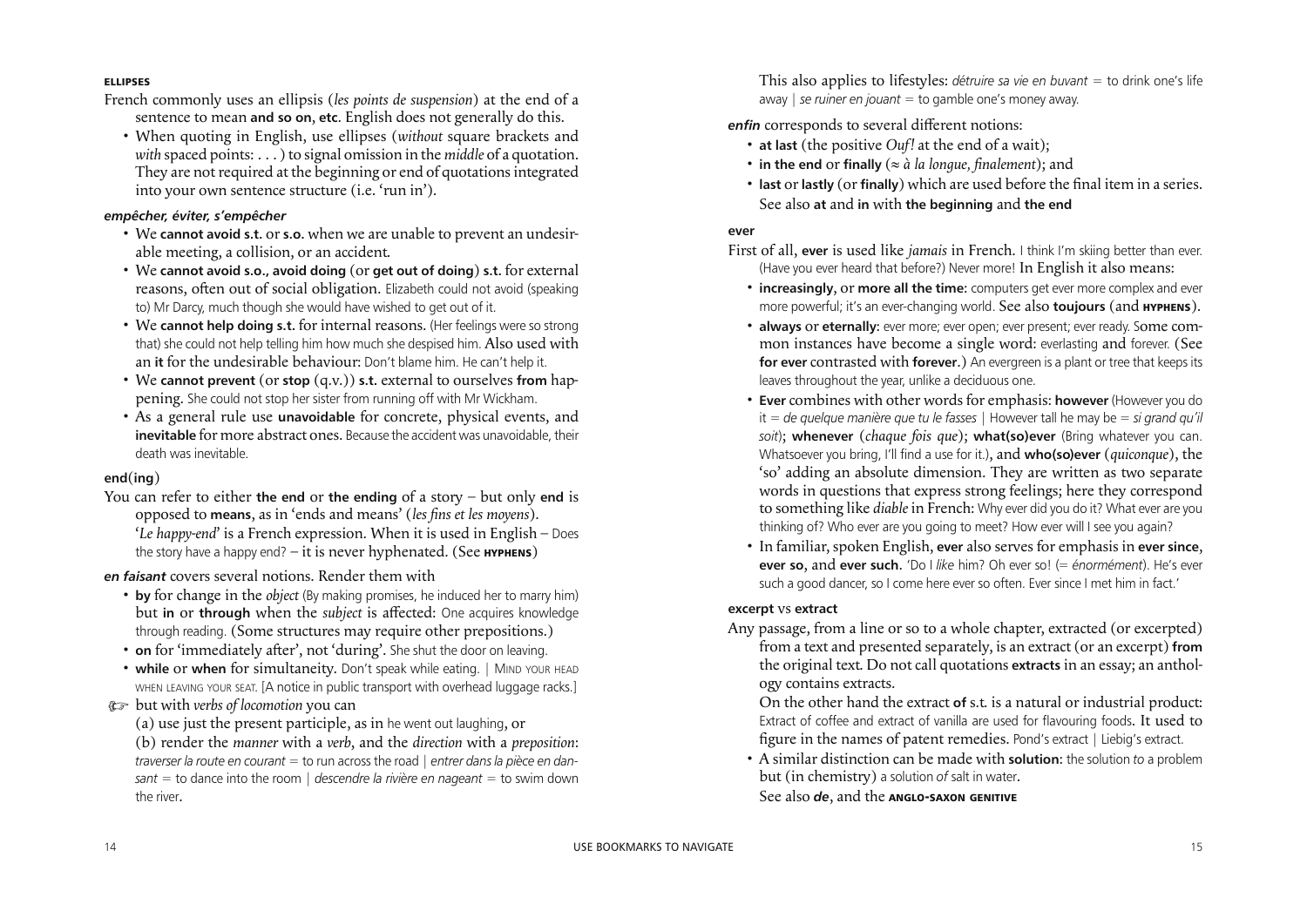#### ELLIPSES

French commonly uses an ellipsis (*les points de suspension*) at the end of a sentence to mean **and so on**, **etc**. English does not generally do this.

- When quoting in English, use ellipses (*without* square brackets and *with* spaced points: . . . ) to signal omission in the *middle* of a quotation. They are not required at the beginning or end of quotations integrated into your own sentence structure (i.e. 'run in').

#### *empêcher, éviter, s'empêcher*

- We **cannot avoid s.t.** or **s.o.** when we are unable to prevent an undesirable meeting, a collision, or an accident.
- We **cannot avoid s.o.**, **avoid doing** (or **get out of doing**) **s.t.** for external reasons, often out of social obligation. Elizabeth could not avoid (speaking to) Mr Darcy, much though she would have wished to get out of it.
- We **cannot help doing s.t.** for internal reasons. (Her feelings were so strong that) she could not help telling him how much she despised him. Also used with an **it** for the undesirable behaviour: Don't blame him. He can't help it.
- We **cannot prevent** (or **stop** (q.v.)) **s.t.** external to ourselves **from** happening. She could not stop her sister from running off with Mr Wickham.
- As a general rule use **unavoidable** for concrete, physical events, and **inevitable** for more abstract ones. Because the accident was unavoidable, their death was inevitable.

#### end(ing)

You can refer to either **the end** or **the ending** of a story – but only **end** is opposed to **means**, as in 'ends and means' (*les fins et les moyens*).
'*Le happy-end*' is a French expression. When it is used in English – Does the story have a happy end? – it is never hyphenated. (See HYPHENS)

#### *en faisant* covers several notions. Render them with

- **by** for change in the *object* (By making promises, he induced her to marry him) but **in** or **through** when the *subject* is affected: One acquires knowledge through reading. (Some structures may require other prepositions.)
- **on** for 'immediately after', not 'during'. She shut the door on leaving.
- **while** or **when** for simultaneity. Don't speak while eating. | MIND YOUR HEAD WHEN LEAVING YOUR SEAT. [A notice in public transport with overhead luggage racks.]

☞ but with *verbs of locomotion* you can
(a) use just the present participle, as in he went out laughing, or
(b) render the *manner* with a *verb*, and the *direction* with a *preposition*: *traverser la route en courant* = to run across the road | *entrer dans la pièce en dansant* = to dance into the room | *descendre la rivière en nageant* = to swim down the river.

This also applies to lifestyles: *détruire sa vie en buvant* = to drink one's life away | *se ruiner en jouant* = to gamble one's money away.

#### *enfin* corresponds to several different notions:

- **at last** (the positive *Ouf!* at the end of a wait);
- **in the end** or **finally** (≈ *à la longue, finalement*); and
- **last** or **lastly** (or **finally**) which are used before the final item in a series.

See also **at** and **in** with **the beginning** and **the end**

#### ever

First of all, **ever** is used like *jamais* in French. I think I'm skiing better than ever. (Have you ever heard that before?) Never more! In English it also means:

- **increasingly**, or **more all the time**: computers get ever more complex and ever more powerful; it's an ever-changing world. See also **toujours** (and HYPHENS).
- **always** or **eternally**: ever more; ever open; ever present; ever ready. Some common instances have become a single word: everlasting and forever. (See **for ever** contrasted with **forever**.) An evergreen is a plant or tree that keeps its leaves throughout the year, unlike a deciduous one.
- **Ever** combines with other words for emphasis: **however** (However you do it = *de quelque manière que tu le fasses* | However tall he may be = *si grand qu'il soit*); **whenever** (*chaque fois que*); **what(so)ever** (Bring whatever you can. Whatsoever you bring, I'll find a use for it.), and **who(so)ever** (*quiconque*), the 'so' adding an absolute dimension. They are written as two separate words in questions that express strong feelings; here they correspond to something like *diable* in French: Why ever did you do it? What ever are you thinking of? Who ever are you going to meet? How ever will I see you again?
- In familiar, spoken English, **ever** also serves for emphasis in **ever since**, **ever so**, and **ever such**. 'Do I *like* him? Oh ever so! (= *énormément*). He's ever such a good dancer, so I come here ever so often. Ever since I met him in fact.'

#### excerpt vs extract

Any passage, from a line or so to a whole chapter, extracted (or excerpted) from a text and presented separately, is an extract (or an excerpt) **from** the original text. Do not call quotations **extracts** in an essay; an anthology contains extracts.

On the other hand the extract **of** s.t. is a natural or industrial product: Extract of coffee and extract of vanilla are used for flavouring foods. It used to figure in the names of patent remedies. Pond's extract | Liebig's extract.

- A similar distinction can be made with **solution**: the solution *to* a problem but (in chemistry) a solution *of* salt in water.

See also ***de***, and the ANGLO-SAXON GENITIVE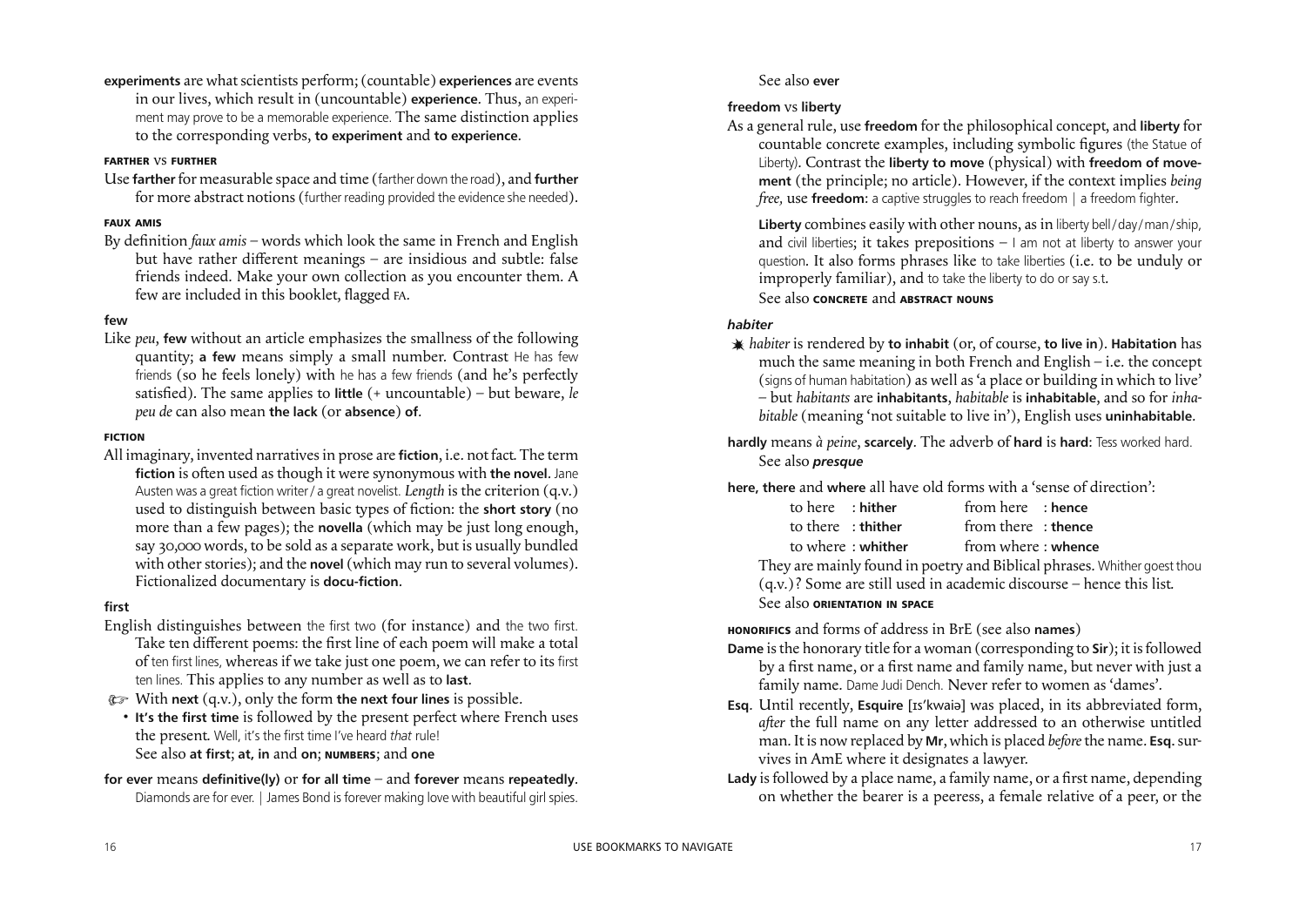**experiments** are what scientists perform; (countable) **experiences** are events in our lives, which result in (uncountable) **experience**. Thus, an experiment may prove to be a memorable experience. The same distinction applies to the corresponding verbs, **to experiment** and **to experience**.

**FARTHER** vs **FURTHER**

Use **farther** for measurable space and time (farther down the road), and **further** for more abstract notions (further reading provided the evidence she needed).

**FAUX AMIS**

By definition *faux amis* – words which look the same in French and English but have rather different meanings – are insidious and subtle: false friends indeed. Make your own collection as you encounter them. A few are included in this booklet, flagged FA.

**few**

Like *peu*, **few** without an article emphasizes the smallness of the following quantity; **a few** means simply a small number. Contrast He has few friends (so he feels lonely) with he has a few friends (and he's perfectly satisfied). The same applies to **little** (+ uncountable) – but beware, *le peu de* can also mean **the lack** (or **absence**) **of**.

**FICTION**

All imaginary, invented narratives in prose are **fiction**, i.e. not fact. The term **fiction** is often used as though it were synonymous with **the novel**. Jane Austen was a great fiction writer / a great novelist. *Length* is the criterion (q.v.) used to distinguish between basic types of fiction: the **short story** (no more than a few pages); the **novella** (which may be just long enough, say 30,000 words, to be sold as a separate work, but is usually bundled with other stories); and the **novel** (which may run to several volumes). Fictionalized documentary is **docu-fiction**.

**first**

English distinguishes between the first two (for instance) and the two first. Take ten different poems: the first line of each poem will make a total of ten first lines, whereas if we take just one poem, we can refer to its first ten lines. This applies to any number as well as to **last**.

☞ With **next** (q.v.), only the form **the next four lines** is possible.

- **It's the first time** is followed by the present perfect where French uses the present. Well, it's the first time I've heard *that* rule!

See also **at first**; **at, in** and **on**; **NUMBERS**; and **one**

**for ever** means **definitive(ly)** or **for all time** – and **forever** means **repeatedly**. Diamonds are for ever. | James Bond is forever making love with beautiful girl spies.

See also **ever**

**freedom** vs **liberty**

As a general rule, use **freedom** for the philosophical concept, and **liberty** for countable concrete examples, including symbolic figures (the Statue of Liberty). Contrast the **liberty to move** (physical) with **freedom of movement** (the principle; no article). However, if the context implies *being free*, use **freedom**: a captive struggles to reach freedom | a freedom fighter.

**Liberty** combines easily with other nouns, as in liberty bell / day / man / ship, and civil liberties; it takes prepositions – I am not at liberty to answer your question. It also forms phrases like to take liberties (i.e. to be unduly or improperly familiar), and to take the liberty to do or say s.t.

See also **CONCRETE** and **ABSTRACT NOUNS**

***habiter***

✷ *habiter* is rendered by **to inhabit** (or, of course, **to live in**). **Habitation** has much the same meaning in both French and English – i.e. the concept (signs of human habitation) as well as 'a place or building in which to live' – but *habitants* are **inhabitants**, *habitable* is **inhabitable**, and so for *inhabitable* (meaning 'not suitable to live in'), English uses **uninhabitable**.

**hardly** means *à peine*, **scarcely**. The adverb of **hard** is **hard**: Tess worked hard.

See also ***presque***

**here, there** and **where** all have old forms with a 'sense of direction':

| | | | |
|---|---|---|---|
| to here | : **hither** | from here | : **hence** |
| to there | : **thither** | from there | : **thence** |
| to where | : **whither** | from where | : **whence** |

They are mainly found in poetry and Biblical phrases. Whither goest thou (q.v.)? Some are still used in academic discourse – hence this list.

See also **ORIENTATION IN SPACE**

**HONORIFICS** and forms of address in BrE (see also **names**)

**Dame** is the honorary title for a woman (corresponding to **Sir**); it is followed by a first name, or a first name and family name, but never with just a family name. Dame Judi Dench. Never refer to women as 'dames'.

**Esq.** Until recently, **Esquire** [ɪsˈkwaiə] was placed, in its abbreviated form, *after* the full name on any letter addressed to an otherwise untitled man. It is now replaced by **Mr**, which is placed *before* the name. **Esq.** survives in AmE where it designates a lawyer.

**Lady** is followed by a place name, a family name, or a first name, depending on whether the bearer is a peeress, a female relative of a peer, or the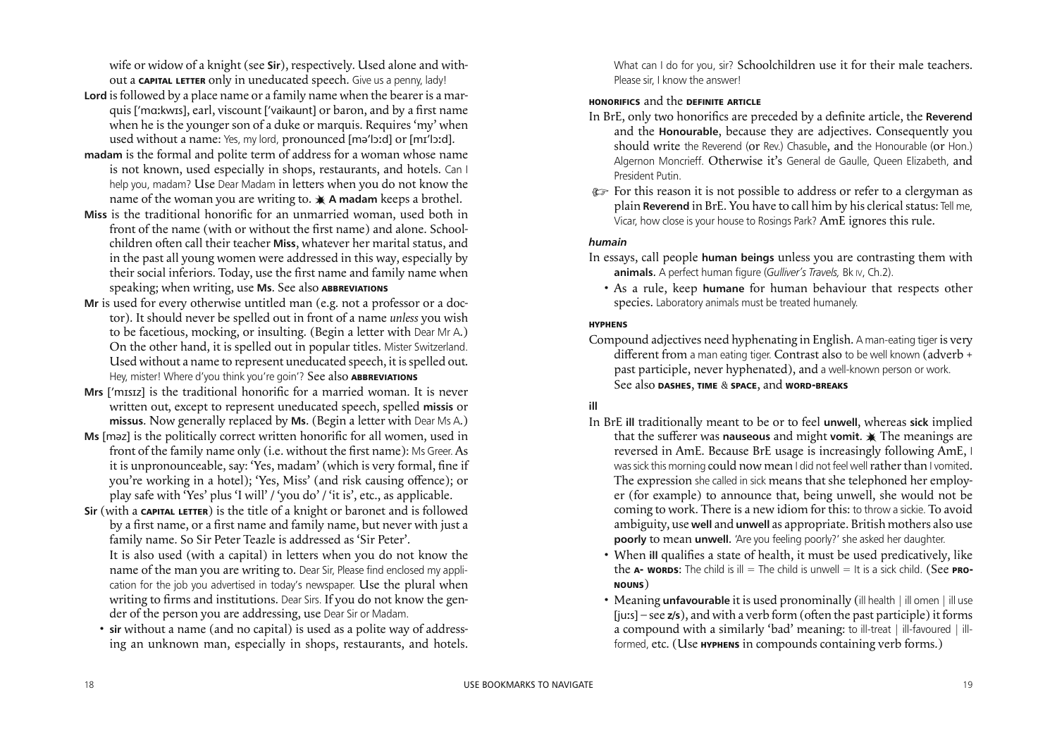wife or widow of a knight (see **Sir**), respectively. Used alone and without a CAPITAL LETTER only in uneducated speech. Give us a penny, lady!

**Lord** is followed by a place name or a family name when the bearer is a marquis [ˈmɑːkwɪs], earl, viscount [ˈvaikaunt] or baron, and by a first name when he is the younger son of a duke or marquis. Requires 'my' when used without a name: Yes, my lord, pronounced [məˈlɔːd] or [mɪˈlɔːd].

**madam** is the formal and polite term of address for a woman whose name is not known, used especially in shops, restaurants, and hotels. Can I help you, madam? Use Dear Madam in letters when you do not know the name of the woman you are writing to. ✷ **A madam** keeps a brothel.

**Miss** is the traditional honorific for an unmarried woman, used both in front of the name (with or without the first name) and alone. Schoolchildren often call their teacher **Miss**, whatever her marital status, and in the past all young women were addressed in this way, especially by their social inferiors. Today, use the first name and family name when speaking; when writing, use **Ms**. See also ABBREVIATIONS

**Mr** is used for every otherwise untitled man (e.g. not a professor or a doctor). It should never be spelled out in front of a name *unless* you wish to be facetious, mocking, or insulting. (Begin a letter with Dear Mr A.) On the other hand, it is spelled out in popular titles. Mister Switzerland. Used without a name to represent uneducated speech, it is spelled out. Hey, mister! Where d'you think you're goin'? See also ABBREVIATIONS

**Mrs** [ˈmɪsɪz] is the traditional honorific for a married woman. It is never written out, except to represent uneducated speech, spelled **missis** or **missus**. Now generally replaced by **Ms**. (Begin a letter with Dear Ms A.)

**Ms** [məz] is the politically correct written honorific for all women, used in front of the family name only (i.e. without the first name): Ms Greer. As it is unpronounceable, say: 'Yes, madam' (which is very formal, fine if you're working in a hotel); 'Yes, Miss' (and risk causing offence); or play safe with 'Yes' plus 'I will' / 'you do' / 'it is', etc., as applicable.

**Sir** (with a CAPITAL LETTER) is the title of a knight or baronet and is followed by a first name, or a first name and family name, but never with just a family name. So Sir Peter Teazle is addressed as 'Sir Peter'.

It is also used (with a capital) in letters when you do not know the name of the man you are writing to. Dear Sir, Please find enclosed my application for the job you advertised in today's newspaper. Use the plural when writing to firms and institutions. Dear Sirs. If you do not know the gender of the person you are addressing, use Dear Sir or Madam.

- **sir** without a name (and no capital) is used as a polite way of addressing an unknown man, especially in shops, restaurants, and hotels. What can I do for you, sir? Schoolchildren use it for their male teachers. Please sir, I know the answer!

#### HONORIFICS and the DEFINITE ARTICLE

In BrE, only two honorifics are preceded by a definite article, the **Reverend** and the **Honourable**, because they are adjectives. Consequently you should write the Reverend (or Rev.) Chasuble, and the Honourable (or Hon.) Algernon Moncrieff. Otherwise it's General de Gaulle, Queen Elizabeth, and President Putin.

☞ For this reason it is not possible to address or refer to a clergyman as plain **Reverend** in BrE. You have to call him by his clerical status: Tell me, Vicar, how close is your house to Rosings Park? AmE ignores this rule.

#### *humain*

In essays, call people **human beings** unless you are contrasting them with **animals**. A perfect human figure (*Gulliver's Travels,* Bk IV, Ch.2).

- As a rule, keep **humane** for human behaviour that respects other species. Laboratory animals must be treated humanely.

#### HYPHENS

Compound adjectives need hyphenating in English. A man-eating tiger is very different from a man eating tiger. Contrast also to be well known (adverb + past participle, never hyphenated), and a well-known person or work. See also DASHES, TIME & SPACE, and WORD-BREAKS

#### ill

In BrE **ill** traditionally meant to be or to feel **unwell**, whereas **sick** implied that the sufferer was **nauseous** and might **vomit**. ✷ The meanings are reversed in AmE. Because BrE usage is increasingly following AmE, I was sick this morning could now mean I did not feel well rather than I vomited. The expression she called in sick means that she telephoned her employer (for example) to announce that, being unwell, she would not be coming to work. There is a new idiom for this: to throw a sickie. To avoid ambiguity, use **well** and **unwell** as appropriate. British mothers also use **poorly** to mean **unwell**. 'Are you feeling poorly?' she asked her daughter.

- When **ill** qualifies a state of health, it must be used predicatively, like the A- WORDS: The child is ill = The child is unwell = It is a sick child. (See PRONOUNS)
- Meaning **unfavourable** it is used pronominally (ill health | ill omen | ill use [juːs] – see **z/s**), and with a verb form (often the past participle) it forms a compound with a similarly 'bad' meaning: to ill-treat | ill-favoured | ill-formed, etc. (Use HYPHENS in compounds containing verb forms.)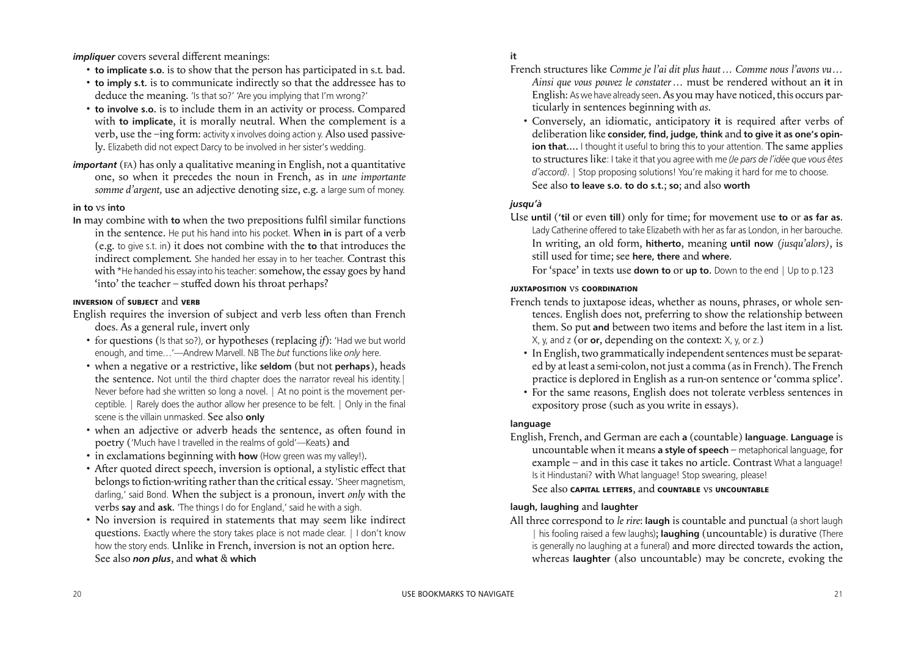***impliquer*** covers several different meanings:

- **to implicate s.o.** is to show that the person has participated in s.t. bad.
- **to imply s.t.** is to communicate indirectly so that the addressee has to deduce the meaning. 'Is that so?' 'Are you implying that I'm wrong?'
- **to involve s.o.** is to include them in an activity or process. Compared with **to implicate**, it is morally neutral. When the complement is a verb, use the –ing form: activity x involves doing action y. Also used passively. Elizabeth did not expect Darcy to be involved in her sister's wedding.

***important*** (FA) has only a qualitative meaning in English, not a quantitative one, so when it precedes the noun in French, as in *une importante somme d'argent,* use an adjective denoting size, e.g. a large sum of money.

**in to** vs **into**

**In** may combine with **to** when the two prepositions fulfil similar functions in the sentence. He put his hand into his pocket. When **in** is part of a verb (e.g. to give s.t. in) it does not combine with the **to** that introduces the indirect complement. She handed her essay in to her teacher. Contrast this with *He handed his essay into his teacher: somehow, the essay goes by hand 'into' the teacher – stuffed down his throat perhaps?

**INVERSION** of **SUBJECT** and **VERB**

English requires the inversion of subject and verb less often than French does. As a general rule, invert only

- for questions (Is that so?), or hypotheses (replacing *if*): 'Had we but world enough, and time…'—Andrew Marvell. NB The *but* functions like *only* here.
- when a negative or a restrictive, like **seldom** (but not **perhaps**), heads the sentence. Not until the third chapter does the narrator reveal his identity.| Never before had she written so long a novel. | At no point is the movement perceptible. | Rarely does the author allow her presence to be felt. | Only in the final scene is the villain unmasked. See also **only**
- when an adjective or adverb heads the sentence, as often found in poetry ('Much have I travelled in the realms of gold'—Keats) and
- in exclamations beginning with **how** (How green was my valley!).
- After quoted direct speech, inversion is optional, a stylistic effect that belongs to fiction-writing rather than the critical essay. 'Sheer magnetism, darling,' said Bond. When the subject is a pronoun, invert *only* with the verbs **say** and **ask**. 'The things I do for England,' said he with a sigh.
- No inversion is required in statements that may seem like indirect questions. Exactly where the story takes place is not made clear. | I don't know how the story ends. Unlike in French, inversion is not an option here. See also ***non plus***, and **what** & **which**

**it**

French structures like *Comme je l'ai dit plus haut… Comme nous l'avons vu… Ainsi que vous pouvez le constater…* must be rendered without an **it** in English: As we have already seen. As you may have noticed, this occurs particularly in sentences beginning with *as*.

- Conversely, an idiomatic, anticipatory **it** is required after verbs of deliberation like **consider, find, judge, think** and **to give it as one's opinion that….** I thought it useful to bring this to your attention. The same applies to structures like: I take it that you agree with me *(Je pars de l'idée que vous êtes d'accord)*. | Stop proposing solutions! You're making it hard for me to choose. See also **to leave s.o. to do s.t.**; **so**; and also **worth**

***jusqu'à***

Use **until** (**'til** or even **till**) only for time; for movement use **to** or **as far as**. Lady Catherine offered to take Elizabeth with her as far as London, in her barouche. In writing, an old form, **hitherto**, meaning **until now** *(jusqu'alors)*, is still used for time; see **here, there** and **where**.

For 'space' in texts use **down to** or **up to**. Down to the end | Up to p.123

**JUXTAPOSITION** vs **COORDINATION**

French tends to juxtapose ideas, whether as nouns, phrases, or whole sentences. English does not, preferring to show the relationship between them. So put **and** between two items and before the last item in a list. X, y, and z (or **or**, depending on the context: X, y, or z.)

- In English, two grammatically independent sentences must be separated by at least a semi-colon, not just a comma (as in French). The French practice is deplored in English as a run-on sentence or 'comma splice'.
- For the same reasons, English does not tolerate verbless sentences in expository prose (such as you write in essays).

**language**

English, French, and German are each **a** (countable) **language**. **Language** is uncountable when it means **a style of speech** – metaphorical language, for example – and in this case it takes no article. Contrast What a language! Is it Hindustani? with What language! Stop swearing, please!

See also **CAPITAL LETTERS**, and **COUNTABLE** vs **UNCOUNTABLE**

**laugh, laughing** and **laughter**

All three correspond to *le rire*: **laugh** is countable and punctual (a short laugh | his fooling raised a few laughs); **laughing** (uncountable) is durative (There is generally no laughing at a funeral) and more directed towards the action, whereas **laughter** (also uncountable) may be concrete, evoking the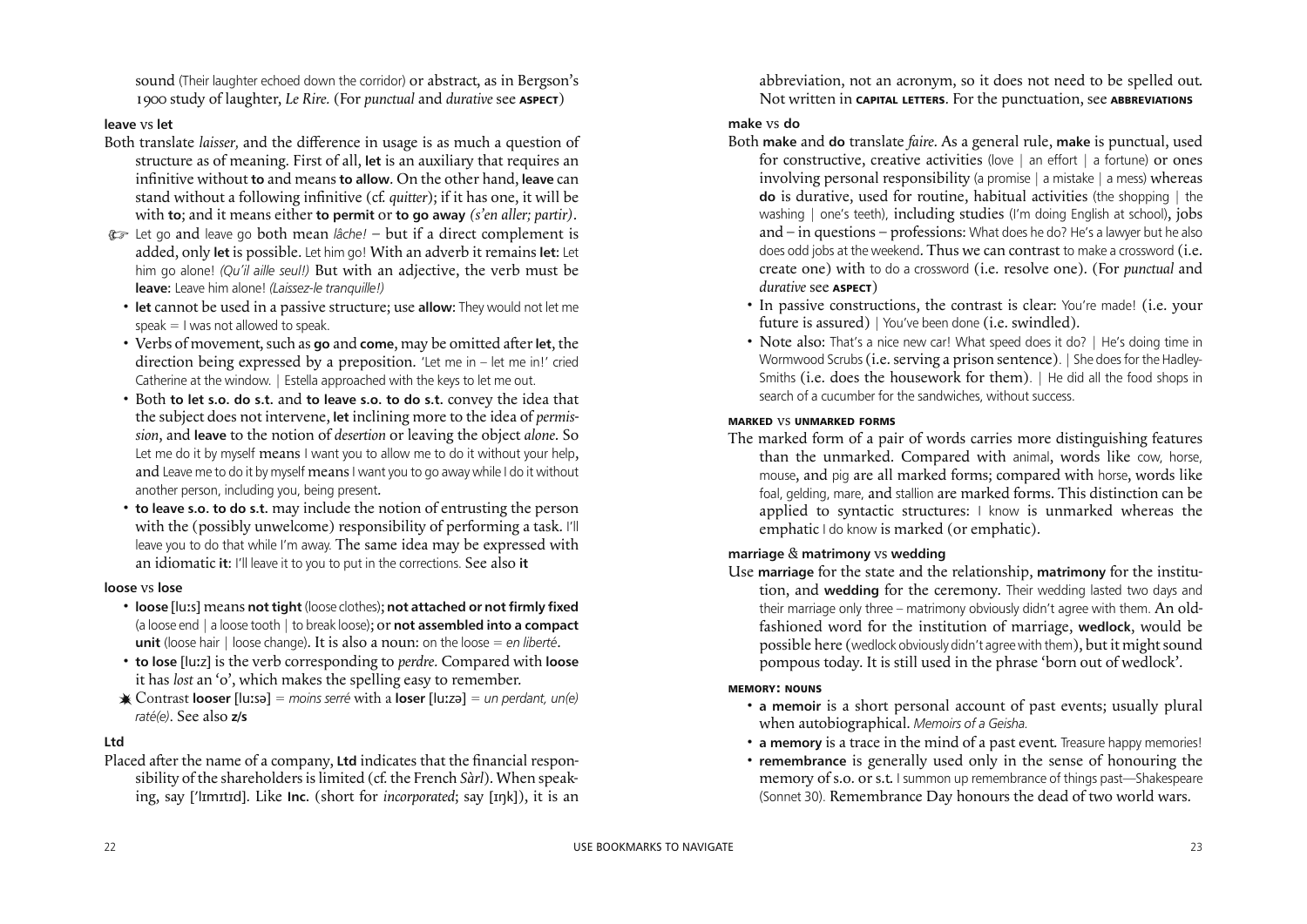sound (Their laughter echoed down the corridor) or abstract, as in Bergson's 1900 study of laughter, *Le Rire*. (For *punctual* and *durative* see **ASPECT**)

**leave** vs **let**

Both translate *laisser,* and the difference in usage is as much a question of structure as of meaning. First of all, **let** is an auxiliary that requires an infinitive without **to** and means **to allow**. On the other hand, **leave** can stand without a following infinitive (cf. *quitter*); if it has one, it will be with **to**; and it means either **to permit** or **to go away** *(s'en aller; partir)*.

☞ Let go and leave go both mean *lâche!* – but if a direct complement is added, only **let** is possible. Let him go! With an adverb it remains **let**: Let him go alone! *(Qu'il aille seul!)* But with an adjective, the verb must be **leave**: Leave him alone! *(Laissez-le tranquille!)*

- **let** cannot be used in a passive structure; use **allow**: They would not let me speak = I was not allowed to speak.
- Verbs of movement, such as **go** and **come**, may be omitted after **let**, the direction being expressed by a preposition. 'Let me in – let me in!' cried Catherine at the window. | Estella approached with the keys to let me out.
- Both **to let s.o. do s.t.** and **to leave s.o. to do s.t.** convey the idea that the subject does not intervene, **let** inclining more to the idea of *permission*, and **leave** to the notion of *desertion* or leaving the object *alone*. So Let me do it by myself means I want you to allow me to do it without your help, and Leave me to do it by myself means I want you to go away while I do it without another person, including you, being present.
- **to leave s.o. to do s.t.** may include the notion of entrusting the person with the (possibly unwelcome) responsibility of performing a task. I'll leave you to do that while I'm away. The same idea may be expressed with an idiomatic **it**: I'll leave it to you to put in the corrections. See also **it**

**loose** vs **lose**

- **loose** [luːs] means **not tight** (loose clothes); **not attached or not firmly fixed** (a loose end | a loose tooth | to break loose); or **not assembled into a compact unit** (loose hair | loose change). It is also a noun: on the loose = *en liberté*.
- **to lose** [luːz] is the verb corresponding to *perdre*. Compared with **loose** it has *lost* an 'o', which makes the spelling easy to remember.

✷ Contrast **looser** [luːsə] = *moins serré* with a **loser** [luːzə] = *un perdant, un(e) raté(e)*. See also **z/s**

**Ltd**

Placed after the name of a company, **Ltd** indicates that the financial responsibility of the shareholders is limited (cf. the French *Sàrl*). When speaking, say [ˈlɪmɪtɪd]. Like **Inc.** (short for *incorporated*; say [ɪŋk]), it is an abbreviation, not an acronym, so it does not need to be spelled out. Not written in **CAPITAL LETTERS**. For the punctuation, see **ABBREVIATIONS**

**make** vs **do**

Both **make** and **do** translate *faire*. As a general rule, **make** is punctual, used for constructive, creative activities (love | an effort | a fortune) or ones involving personal responsibility (a promise | a mistake | a mess) whereas **do** is durative, used for routine, habitual activities (the shopping | the washing | one's teeth), including studies (I'm doing English at school), jobs and – in questions – professions: What does he do? He's a lawyer but he also does odd jobs at the weekend. Thus we can contrast to make a crossword (i.e. create one) with to do a crossword (i.e. resolve one). (For *punctual* and *durative* see **ASPECT**)

- In passive constructions, the contrast is clear: You're made! (i.e. your future is assured) | You've been done (i.e. swindled).
- Note also: That's a nice new car! What speed does it do? | He's doing time in Wormwood Scrubs (i.e. serving a prison sentence). | She does for the Hadley-Smiths (i.e. does the housework for them). | He did all the food shops in search of a cucumber for the sandwiches, without success.

**MARKED** vs **UNMARKED FORMS**

The marked form of a pair of words carries more distinguishing features than the unmarked. Compared with animal, words like cow, horse, mouse, and pig are all marked forms; compared with horse, words like foal, gelding, mare, and stallion are marked forms. This distinction can be applied to syntactic structures: I know is unmarked whereas the emphatic I do know is marked (or emphatic).

**marriage** & **matrimony** vs **wedding**

Use **marriage** for the state and the relationship, **matrimony** for the institution, and **wedding** for the ceremony. Their wedding lasted two days and their marriage only three – matrimony obviously didn't agree with them. An old-fashioned word for the institution of marriage, **wedlock**, would be possible here (wedlock obviously didn't agree with them), but it might sound pompous today. It is still used in the phrase 'born out of wedlock'.

**MEMORY: NOUNS**

- **a memoir** is a short personal account of past events; usually plural when autobiographical. *Memoirs of a Geisha.*
- **a memory** is a trace in the mind of a past event. Treasure happy memories!
- **remembrance** is generally used only in the sense of honouring the memory of s.o. or s.t. I summon up remembrance of things past—Shakespeare (Sonnet 30). Remembrance Day honours the dead of two world wars.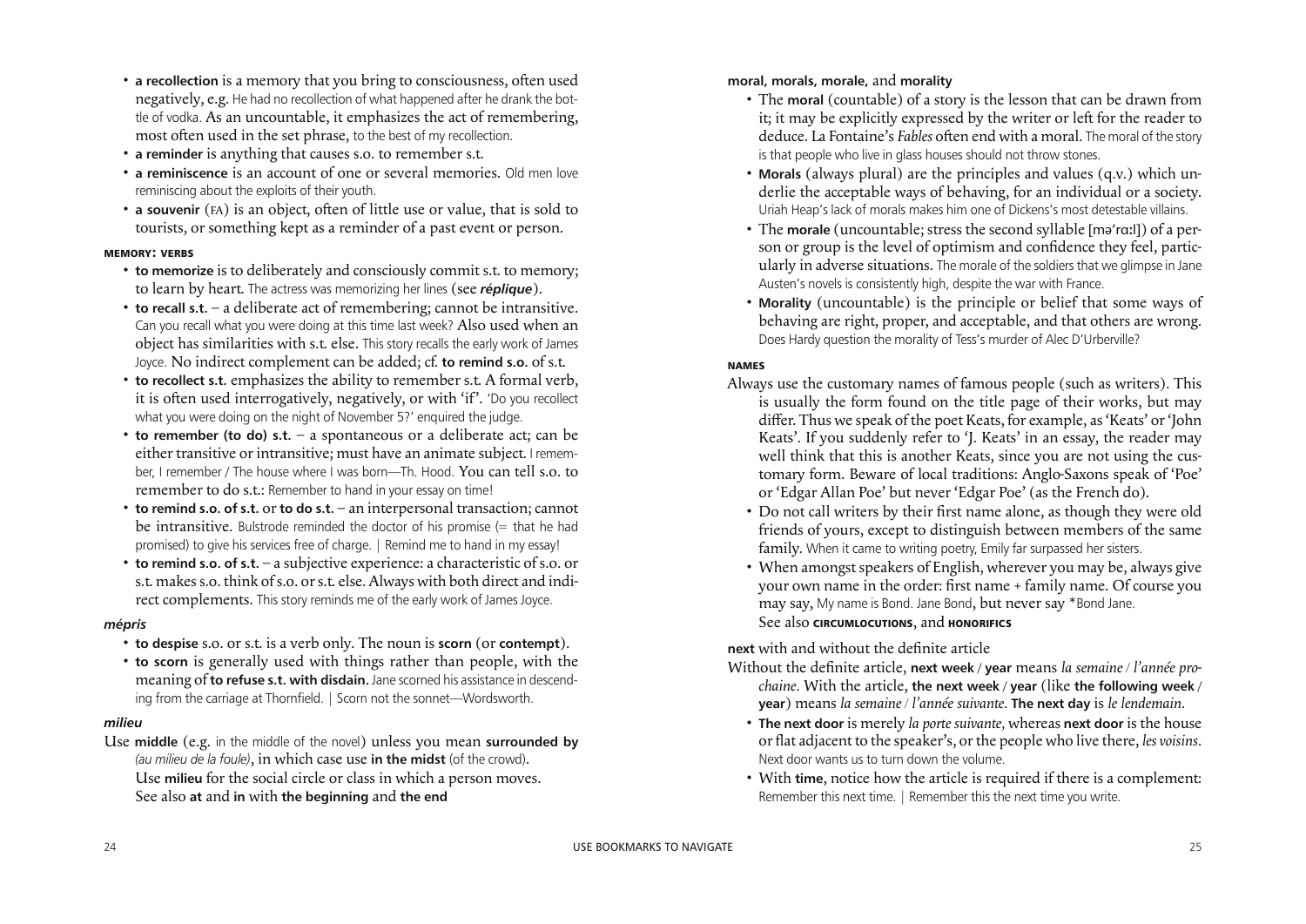- **a recollection** is a memory that you bring to consciousness, often used negatively, e.g. He had no recollection of what happened after he drank the bottle of vodka. As an uncountable, it emphasizes the act of remembering, most often used in the set phrase, to the best of my recollection.
- **a reminder** is anything that causes s.o. to remember s.t.
- **a reminiscence** is an account of one or several memories. Old men love reminiscing about the exploits of their youth.
- **a souvenir** (FA) is an object, often of little use or value, that is sold to tourists, or something kept as a reminder of a past event or person.

#### MEMORY: VERBS

- **to memorize** is to deliberately and consciously commit s.t. to memory; to learn by heart. The actress was memorizing her lines (see ***réplique***).
- **to recall s.t.** – a deliberate act of remembering; cannot be intransitive. Can you recall what you were doing at this time last week? Also used when an object has similarities with s.t. else. This story recalls the early work of James Joyce. No indirect complement can be added; cf. **to remind s.o.** of s.t.
- **to recollect s.t.** emphasizes the ability to remember s.t. A formal verb, it is often used interrogatively, negatively, or with 'if'. 'Do you recollect what you were doing on the night of November 5?' enquired the judge.
- **to remember (to do) s.t.** – a spontaneous or a deliberate act; can be either transitive or intransitive; must have an animate subject. I remember, I remember / The house where I was born—Th. Hood. You can tell s.o. to remember to do s.t.: Remember to hand in your essay on time!
- **to remind s.o. of s.t.** or **to do s.t.** – an interpersonal transaction; cannot be intransitive. Bulstrode reminded the doctor of his promise (= that he had promised) to give his services free of charge. | Remind me to hand in my essay!
- **to remind s.o. of s.t.** – a subjective experience: a characteristic of s.o. or s.t. makes s.o. think of s.o. or s.t. else. Always with both direct and indirect complements. This story reminds me of the early work of James Joyce.

#### *mépris*

- **to despise** s.o. or s.t. is a verb only. The noun is **scorn** (or **contempt**).
- **to scorn** is generally used with things rather than people, with the meaning of **to refuse s.t. with disdain**. Jane scorned his assistance in descending from the carriage at Thornfield. | Scorn not the sonnet—Wordsworth.

#### *milieu*

Use **middle** (e.g. in the middle of the novel) unless you mean **surrounded by** *(au milieu de la foule)*, in which case use **in the midst** (of the crowd).
Use **milieu** for the social circle or class in which a person moves.
See also **at** and **in** with **the beginning** and **the end**

#### moral, morals, morale, and morality

- The **moral** (countable) of a story is the lesson that can be drawn from it; it may be explicitly expressed by the writer or left for the reader to deduce. La Fontaine's *Fables* often end with a moral. The moral of the story is that people who live in glass houses should not throw stones.
- **Morals** (always plural) are the principles and values (q.v.) which underlie the acceptable ways of behaving, for an individual or a society. Uriah Heap's lack of morals makes him one of Dickens's most detestable villains.
- The **morale** (uncountable; stress the second syllable [məˈrɑːl]) of a person or group is the level of optimism and confidence they feel, particularly in adverse situations. The morale of the soldiers that we glimpse in Jane Austen's novels is consistently high, despite the war with France.
- **Morality** (uncountable) is the principle or belief that some ways of behaving are right, proper, and acceptable, and that others are wrong. Does Hardy question the morality of Tess's murder of Alec D'Urberville?

#### NAMES

Always use the customary names of famous people (such as writers). This is usually the form found on the title page of their works, but may differ. Thus we speak of the poet Keats, for example, as 'Keats' or 'John Keats'. If you suddenly refer to 'J. Keats' in an essay, the reader may well think that this is another Keats, since you are not using the customary form. Beware of local traditions: Anglo-Saxons speak of 'Poe' or 'Edgar Allan Poe' but never 'Edgar Poe' (as the French do).

- Do not call writers by their first name alone, as though they were old friends of yours, except to distinguish between members of the same family. When it came to writing poetry, Emily far surpassed her sisters.
- When amongst speakers of English, wherever you may be, always give your own name in the order: first name + family name. Of course you may say, My name is Bond. Jane Bond, but never say *Bond Jane.

See also **CIRCUMLOCUTIONS**, and **HONORIFICS**

#### next with and without the definite article

Without the definite article, **next week / year** means *la semaine / l'année prochaine*. With the article, **the next week / year** (like **the following week / year**) means *la semaine / l'année suivante*. **The next day** is *le lendemain*.

- **The next door** is merely *la porte suivante,* whereas **next door** is the house or flat adjacent to the speaker's, or the people who live there, *les voisins*. Next door wants us to turn down the volume.
- With **time**, notice how the article is required if there is a complement: Remember this next time. | Remember this the next time you write.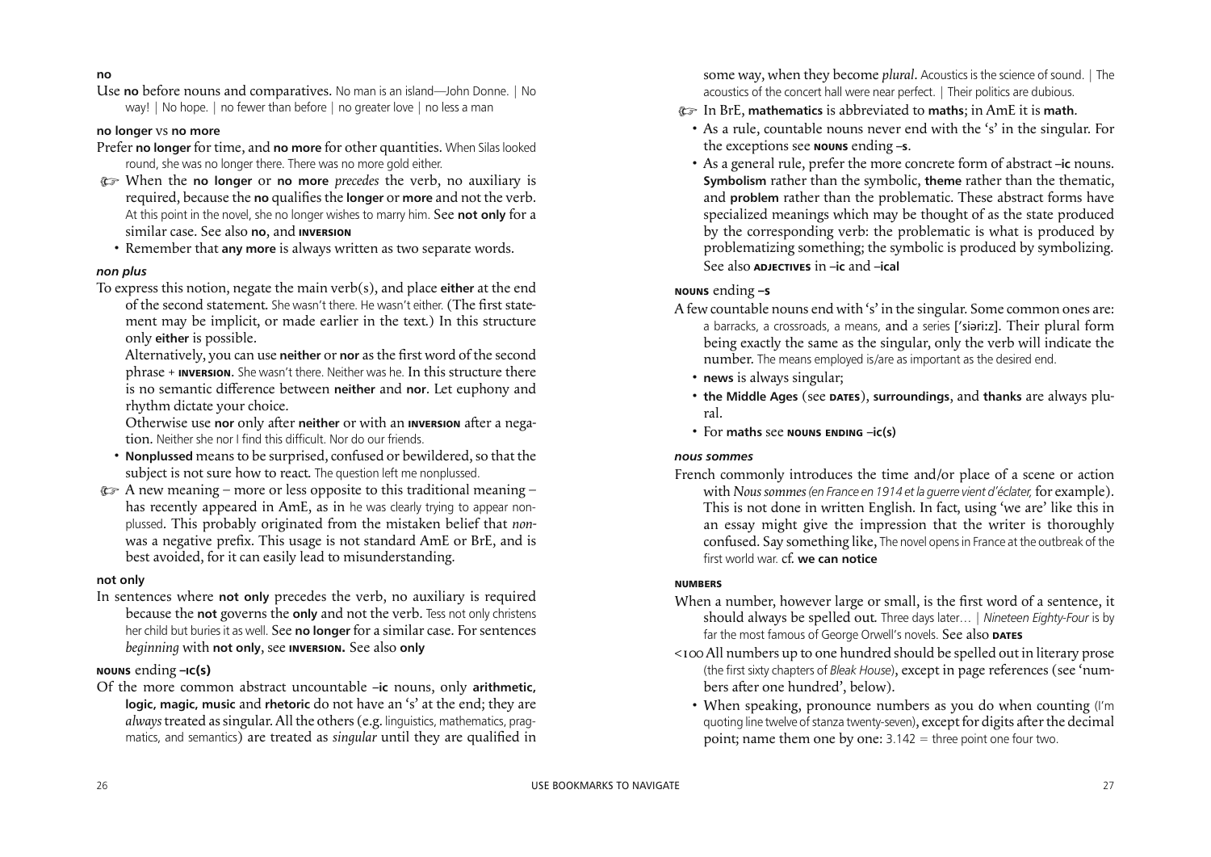#### no

Use **no** before nouns and comparatives. No man is an island—John Donne. | No way! | No hope. | no fewer than before | no greater love | no less a man

#### no longer vs no more

Prefer **no longer** for time, and **no more** for other quantities. When Silas looked round, she was no longer there. There was no more gold either.

☞ When the **no longer** or **no more** *precedes* the verb, no auxiliary is required, because the **no** qualifies the **longer** or **more** and not the verb. At this point in the novel, she no longer wishes to marry him. See **not only** for a similar case. See also **no**, and **INVERSION**

- Remember that **any more** is always written as two separate words.

#### *non plus*

To express this notion, negate the main verb(s), and place **either** at the end of the second statement. She wasn't there. He wasn't either. (The first statement may be implicit, or made earlier in the text.) In this structure only **either** is possible.

Alternatively, you can use **neither** or **nor** as the first word of the second phrase + **INVERSION**. She wasn't there. Neither was he. In this structure there is no semantic difference between **neither** and **nor**. Let euphony and rhythm dictate your choice.

Otherwise use **nor** only after **neither** or with an **INVERSION** after a negation. Neither she nor I find this difficult. Nor do our friends.

- **Nonplussed** means to be surprised, confused or bewildered, so that the subject is not sure how to react. The question left me nonplussed.

☞ A new meaning – more or less opposite to this traditional meaning – has recently appeared in AmE, as in he was clearly trying to appear nonplussed. This probably originated from the mistaken belief that *non-* was a negative prefix. This usage is not standard AmE or BrE, and is best avoided, for it can easily lead to misunderstanding.

#### not only

In sentences where **not only** precedes the verb, no auxiliary is required because the **not** governs the **only** and not the verb. Tess not only christens her child but buries it as well. See **no longer** for a similar case. For sentences *beginning* with **not only**, see **INVERSION.** See also **only**

#### NOUNS ending –ic(s)

Of the more common abstract uncountable **–ic** nouns, only **arithmetic, logic, magic, music** and **rhetoric** do not have an 's' at the end; they are *always* treated as singular. All the others (e.g. linguistics, mathematics, pragmatics, and semantics) are treated as *singular* until they are qualified in some way, when they become *plural*. Acoustics is the science of sound. | The acoustics of the concert hall were near perfect. | Their politics are dubious.

☞ In BrE, **mathematics** is abbreviated to **maths**; in AmE it is **math**.

- As a rule, countable nouns never end with the 's' in the singular. For the exceptions see **NOUNS** ending **–s**.
- As a general rule, prefer the more concrete form of abstract **–ic** nouns. **Symbolism** rather than the symbolic, **theme** rather than the thematic, and **problem** rather than the problematic. These abstract forms have specialized meanings which may be thought of as the state produced by the corresponding verb: the problematic is what is produced by problematizing something; the symbolic is produced by symbolizing. See also **ADJECTIVES** in **–ic** and **–ical**

#### NOUNS ending –s

A few countable nouns end with 's' in the singular. Some common ones are: a barracks, a crossroads, a means, and a series [ˈsiəriːz]. Their plural form being exactly the same as the singular, only the verb will indicate the number. The means employed is/are as important as the desired end.

- **news** is always singular;
- **the Middle Ages** (see **DATES**), **surroundings**, and **thanks** are always plural.
- For **maths** see **NOUNS ENDING –ic(s)**

#### *nous sommes*

French commonly introduces the time and/or place of a scene or action with *Nous sommes (en France en 1914 et la guerre vient d'éclater,* for example). This is not done in written English. In fact, using 'we are' like this in an essay might give the impression that the writer is thoroughly confused. Say something like, The novel opens in France at the outbreak of the first world war. cf. **we can notice**

#### NUMBERS

When a number, however large or small, is the first word of a sentence, it should always be spelled out. Three days later… | *Nineteen Eighty-Four* is by far the most famous of George Orwell's novels. See also **DATES**

<100 All numbers up to one hundred should be spelled out in literary prose (the first sixty chapters of *Bleak House*), except in page references (see 'numbers after one hundred', below).

- When speaking, pronounce numbers as you do when counting (I'm quoting line twelve of stanza twenty-seven), except for digits after the decimal point; name them one by one: 3.142 = three point one four two.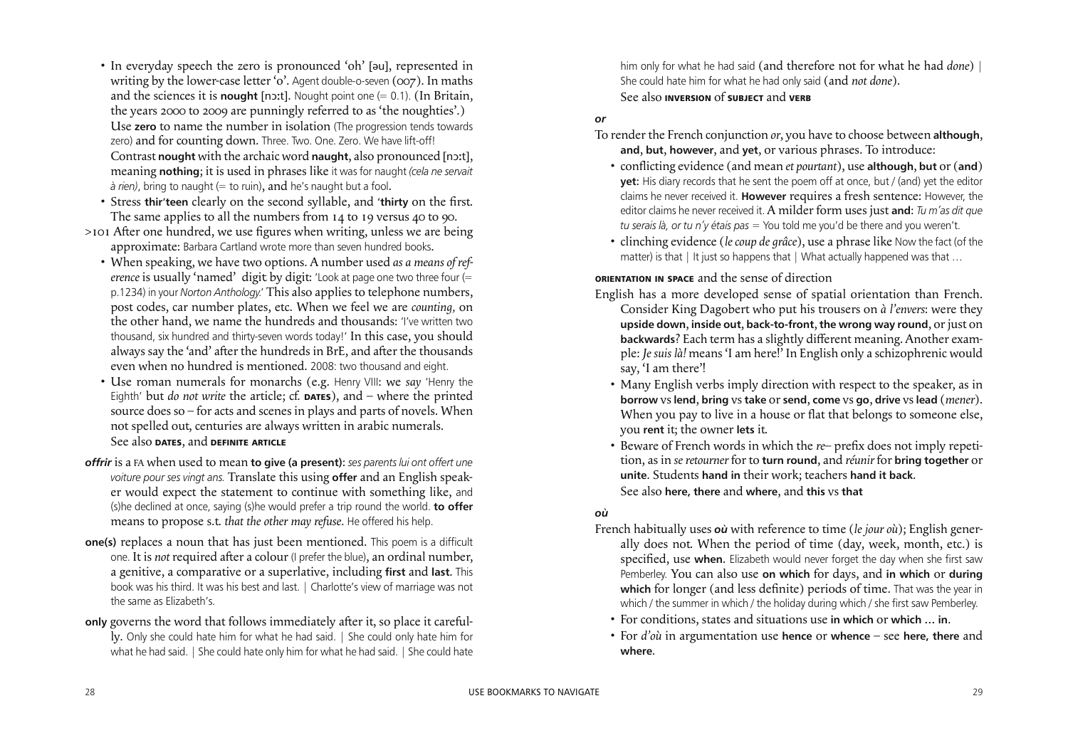- In everyday speech the zero is pronounced 'oh' [əu], represented in writing by the lower-case letter 'o'. Agent double-o-seven (007). In maths and the sciences it is **nought** [nɔːt]. Nought point one (= 0.1). (In Britain, the years 2000 to 2009 are punningly referred to as 'the noughties'.) Use **zero** to name the number in isolation (The progression tends towards zero) and for counting down. Three. Two. One. Zero. We have lift-off! Contrast **nought** with the archaic word **naught**, also pronounced [nɔːt], meaning **nothing**; it is used in phrases like it was for naught *(cela ne servait à rien)*, bring to naught (= to ruin), and he's naught but a fool.
- Stress **thir'teen** clearly on the second syllable, and **'thirty** on the first. The same applies to all the numbers from 14 to 19 versus 40 to 90.

>101 After one hundred, we use figures when writing, unless we are being approximate: Barbara Cartland wrote more than seven hundred books.

- When speaking, we have two options. A number used *as a means of reference* is usually 'named' digit by digit: 'Look at page one two three four (= p.1234) in your *Norton Anthology*.' This also applies to telephone numbers, post codes, car number plates, etc. When we feel we are *counting*, on the other hand, we name the hundreds and thousands: 'I've written two thousand, six hundred and thirty-seven words today!' In this case, you should always say the 'and' after the hundreds in BrE, and after the thousands even when no hundred is mentioned. 2008: two thousand and eight.
- Use roman numerals for monarchs (e.g. Henry VIII: we *say* 'Henry the Eighth' but *do not write* the article; cf. **DATES**), and – where the printed source does so – for acts and scenes in plays and parts of novels. When not spelled out, centuries are always written in arabic numerals. See also **DATES**, and **DEFINITE ARTICLE**

***offrir*** is a FA when used to mean **to give (a present)**: *ses parents lui ont offert une voiture pour ses vingt ans.* Translate this using **offer** and an English speaker would expect the statement to continue with something like, and (s)he declined at once, saying (s)he would prefer a trip round the world. **to offer** means to propose s.t. *that the other may refuse*. He offered his help.

**one(s)** replaces a noun that has just been mentioned. This poem is a difficult one. It is *not* required after a colour (I prefer the blue), an ordinal number, a genitive, a comparative or a superlative, including **first** and **last**. This book was his third. It was his best and last. | Charlotte's view of marriage was not the same as Elizabeth's.

**only** governs the word that follows immediately after it, so place it carefully. Only she could hate him for what he had said. | She could only hate him for what he had said. | She could hate only him for what he had said. | She could hate him only for what he had said (and therefore not for what he had *done*) | She could hate him for what he had only said (and *not done*). See also **INVERSION** of **SUBJECT** and **VERB**

***or***

To render the French conjunction *or*, you have to choose between **although**, **and**, **but**, **however**, and **yet**, or various phrases. To introduce:

- conflicting evidence (and mean *et pourtant*), use **although**, **but** or (**and**) **yet**: His diary records that he sent the poem off at once, but / (and) yet the editor claims he never received it. **However** requires a fresh sentence: However, the editor claims he never received it. A milder form uses just **and**: *Tu m'as dit que tu serais là, or tu n'y étais pas* = You told me you'd be there and you weren't.
- clinching evidence (*le coup de grâce*), use a phrase like Now the fact (of the matter) is that | It just so happens that | What actually happened was that …

**ORIENTATION IN SPACE** and the sense of direction

English has a more developed sense of spatial orientation than French. Consider King Dagobert who put his trousers on *à l'envers*: were they **upside down**, **inside out**, **back-to-front**, **the wrong way round**, or just on **backwards**? Each term has a slightly different meaning. Another example: *Je suis là!* means 'I am here!' In English only a schizophrenic would say, 'I am there'!

- Many English verbs imply direction with respect to the speaker, as in **borrow** vs **lend**, **bring** vs **take** or **send**, **come** vs **go**, **drive** vs **lead** (*mener*). When you pay to live in a house or flat that belongs to someone else, you **rent** it; the owner **lets** it.
- Beware of French words in which the *re–* prefix does not imply repetition, as in *se retourner* for to **turn round**, and *réunir* for **bring together** or **unite**. Students **hand in** their work; teachers **hand it back**. See also **here**, **there** and **where**, and **this** vs **that**

***où***

French habitually uses ***où*** with reference to time (*le jour où*); English generally does not. When the period of time (day, week, month, etc.) is specified, use **when**. Elizabeth would never forget the day when she first saw Pemberley. You can also use **on which** for days, and **in which** or **during which** for longer (and less definite) periods of time. That was the year in which / the summer in which / the holiday during which / she first saw Pemberley.

- For conditions, states and situations use **in which** or **which … in**.
- For *d'où* in argumentation use **hence** or **whence** – see **here**, **there** and **where**.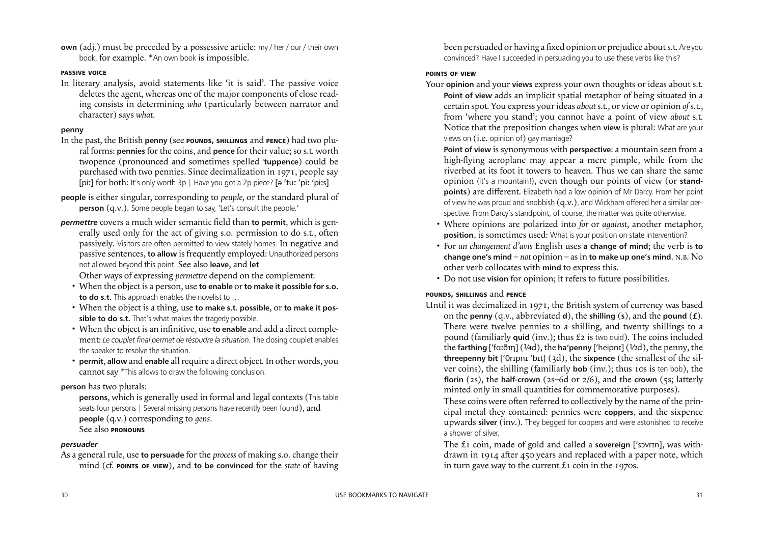**own** (adj.) must be preceded by a possessive article: my / her / our / their own book, for example. *An own book is impossible.

**PASSIVE VOICE**

In literary analysis, avoid statements like 'it is said'. The passive voice deletes the agent, whereas one of the major components of close reading consists in determining *who* (particularly between narrator and character) says *what*.

**penny**

In the past, the British **penny** (see **POUNDS, SHILLINGS** and **PENCE**) had two plural forms: **pennies** for the coins, and **pence** for their value; so s.t. worth twopence (pronounced and sometimes spelled '**tuppence**) could be purchased with two pennies. Since decimalization in 1971, people say [piː] for both: It's only worth 3p | Have you got a 2p piece? [ə 'tuː 'piː 'piːs]

**people** is either singular, corresponding to *peuple*, or the standard plural of **person** (q.v.). Some people began to say, 'Let's consult the people.'

***permettre*** covers a much wider semantic field than **to permit**, which is generally used only for the act of giving s.o. permission to do s.t., often passively. Visitors are often permitted to view stately homes. In negative and passive sentences, **to allow** is frequently employed: Unauthorized persons not allowed beyond this point. See also **leave**, and **let**

Other ways of expressing *permettre* depend on the complement:

- When the object is a person, use **to enable** or **to make it possible for s.o. to do s.t.** This approach enables the novelist to …
- When the object is a thing, use **to make s.t. possible**, or **to make it possible to do s.t.** That's what makes the tragedy possible.
- When the object is an infinitive, use **to enable** and add a direct complement: *Le couplet final permet de résoudre la situation.* The closing couplet enables the speaker to resolve the situation.
- **permit**, **allow** and **enable** all require a direct object. In other words, you cannot say *This allows to draw the following conclusion.

**person** has two plurals:

**persons**, which is generally used in formal and legal contexts (This table seats four persons | Several missing persons have recently been found), and **people** (q.v.) corresponding to *gens*.
See also **PRONOUNS**

***persuader***

As a general rule, use **to persuade** for the *process* of making s.o. change their mind (cf. **POINTS OF VIEW**), and **to be convinced** for the *state* of having been persuaded or having a fixed opinion or prejudice about s.t. Are you convinced? Have I succeeded in persuading you to use these verbs like this?

**POINTS OF VIEW**

Your **opinion** and your **views** express your own thoughts or ideas about s.t. **Point of view** adds an implicit spatial metaphor of being situated in a certain spot. You express your ideas *about* s.t., or view or opinion *of* s.t., from 'where you stand'; you cannot have a point of view *about* s.t. Notice that the preposition changes when **view** is plural: What are your views on (i.e. opinion of) gay marriage?

**Point of view** is synonymous with **perspective**: a mountain seen from a high-flying aeroplane may appear a mere pimple, while from the riverbed at its foot it towers to heaven. Thus we can share the same opinion (It's a mountain!), even though our points of view (or **standpoints**) are different. Elizabeth had a low opinion of Mr Darcy. From her point of view he was proud and snobbish (q.v.), and Wickham offered her a similar perspective. From Darcy's standpoint, of course, the matter was quite otherwise.

- Where opinions are polarized into *for* or *against*, another metaphor, **position**, is sometimes used: What is your position on state intervention?
- For *un changement d'avis* English uses **a change of mind**; the verb is **to change one's mind** – *not* opinion – as in **to make up one's mind**. N.B. No other verb collocates with **mind** to express this.
- Do not use **vision** for opinion; it refers to future possibilities.

**POUNDS, SHILLINGS** and **PENCE**

Until it was decimalized in 1971, the British system of currency was based on the **penny** (q.v., abbreviated **d**), the **shilling** (**s**), and the **pound** (**£**). There were twelve pennies to a shilling, and twenty shillings to a pound (familiarly **quid** (inv.); thus £2 is two quid). The coins included the **farthing** ['fɑːðɪŋ] (¼d), the **ha'penny** ['heipnɪ] (½d), the penny, the **threepenny bit** ['θrɪpnɪ 'bɪt] (3d), the **sixpence** (the smallest of the silver coins), the shilling (familiarly **bob** (inv.); thus 10s is ten bob), the **florin** (2s), the **half-crown** (2s–6d or 2/6), and the **crown** (5s; latterly minted only in small quantities for commemorative purposes).

These coins were often referred to collectively by the name of the principal metal they contained: pennies were **coppers**, and the sixpence upwards **silver** (inv.). They begged for coppers and were astonished to receive a shower of silver.

The £1 coin, made of gold and called a **sovereign** ['sɔvrɪn], was withdrawn in 1914 after 450 years and replaced with a paper note, which in turn gave way to the current £1 coin in the 1970s.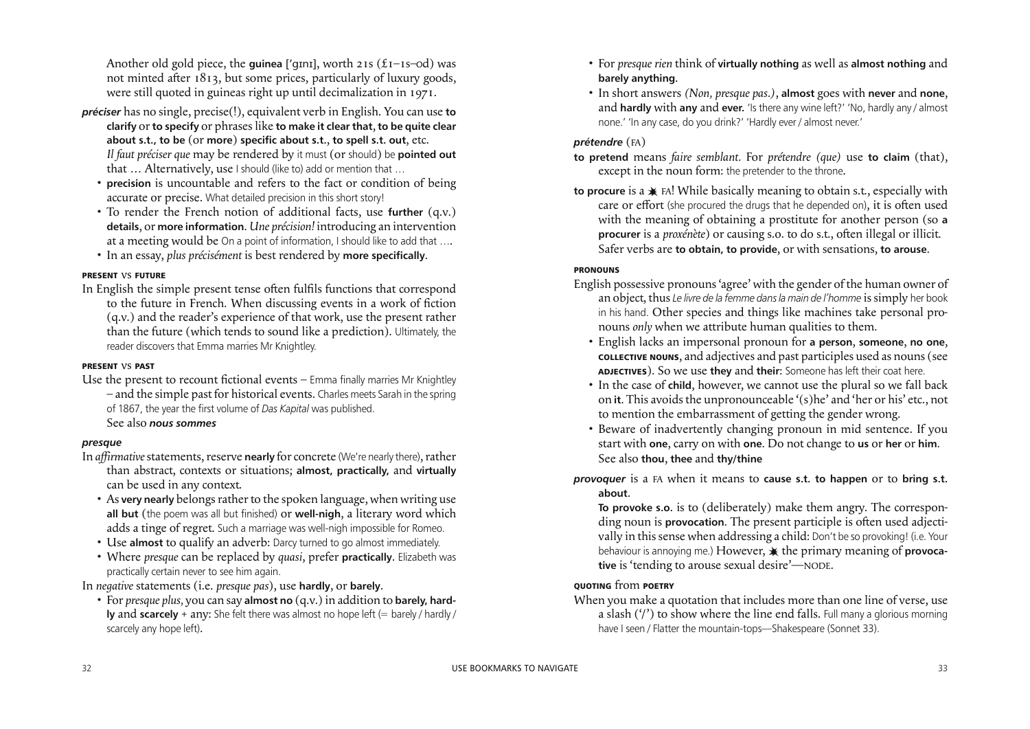Another old gold piece, the **guinea** ['gɪnɪ], worth 21s (£1–1s–0d) was not minted after 1813, but some prices, particularly of luxury goods, were still quoted in guineas right up until decimalization in 1971.

***préciser*** has no single, precise(!), equivalent verb in English. You can use **to clarify** or **to specify** or phrases like **to make it clear that**, **to be quite clear about s.t.**, **to be** (or **more**) **specific about s.t.**, **to spell s.t. out**, etc. *Il faut préciser que* may be rendered by it must (or should) be **pointed out** that … Alternatively, use I should (like to) add or mention that …

- **precision** is uncountable and refers to the fact or condition of being accurate or precise. What detailed precision in this short story!
- To render the French notion of additional facts, use **further** (q.v.) **details**, or **more information**. *Une précision!* introducing an intervention at a meeting would be On a point of information, I should like to add that ….
- In an essay, *plus précisément* is best rendered by **more specifically**.

**PRESENT** vs **FUTURE**

In English the simple present tense often fulfils functions that correspond to the future in French. When discussing events in a work of fiction (q.v.) and the reader's experience of that work, use the present rather than the future (which tends to sound like a prediction). Ultimately, the reader discovers that Emma marries Mr Knightley.

**PRESENT** vs **PAST**

Use the present to recount fictional events – Emma finally marries Mr Knightley – and the simple past for historical events. Charles meets Sarah in the spring of 1867, the year the first volume of *Das Kapital* was published.
See also ***nous sommes***

***presque***

In *affirmative* statements, reserve **nearly** for concrete (We're nearly there), rather than abstract, contexts or situations; **almost, practically,** and **virtually** can be used in any context.

- As **very nearly** belongs rather to the spoken language, when writing use **all but** (the poem was all but finished) or **well-nigh**, a literary word which adds a tinge of regret. Such a marriage was well-nigh impossible for Romeo.
- Use **almost** to qualify an adverb: Darcy turned to go almost immediately.
- Where *presque* can be replaced by *quasi*, prefer **practically**. Elizabeth was practically certain never to see him again.

In *negative* statements (i.e. *presque pas*), use **hardly**, or **barely**.

- For *presque plus,* you can say **almost no** (q.v.) in addition to **barely, hardly** and **scarcely** + any: She felt there was almost no hope left (= barely / hardly / scarcely any hope left).
- For *presque rien* think of **virtually nothing** as well as **almost nothing** and **barely anything**.
- In short answers *(Non, presque pas.)*, **almost** goes with **never** and **none**, and **hardly** with **any** and **ever**. 'Is there any wine left?' 'No, hardly any / almost none.' 'In any case, do you drink?' 'Hardly ever / almost never.'

***prétendre*** (FA)

**to pretend** means *faire semblant*. For *prétendre (que)* use **to claim** (that), except in the noun form: the pretender to the throne.

**to procure** is a ✷ FA! While basically meaning to obtain s.t., especially with care or effort (she procured the drugs that he depended on), it is often used with the meaning of obtaining a prostitute for another person (so **a procurer** is a *proxénète*) or causing s.o. to do s.t., often illegal or illicit. Safer verbs are **to obtain, to provide**, or with sensations, **to arouse**.

**PRONOUNS**

English possessive pronouns 'agree' with the gender of the human owner of an object, thus *Le livre de la femme dans la main de l'homme* is simply her book in his hand. Other species and things like machines take personal pronouns *only* when we attribute human qualities to them.

- English lacks an impersonal pronoun for **a person**, **someone**, **no one**, **COLLECTIVE NOUNS**, and adjectives and past participles used as nouns (see **ADJECTIVES**). So we use **they** and **their**: Someone has left their coat here.
- In the case of **child**, however, we cannot use the plural so we fall back on **it**. This avoids the unpronounceable '(s)he' and 'her or his' etc., not to mention the embarrassment of getting the gender wrong.
- Beware of inadvertently changing pronoun in mid sentence. If you start with **one**, carry on with **one**. Do not change to **us** or **her** or **him**. See also **thou**, **thee** and **thy/thine**

***provoquer*** is a FA when it means to **cause s.t. to happen** or to **bring s.t. about**.

**To provoke s.o.** is to (deliberately) make them angry. The corresponding noun is **provocation**. The present participle is often used adjectivally in this sense when addressing a child: Don't be so provoking! (i.e. Your behaviour is annoying me.) However, ✷ the primary meaning of **provocative** is 'tending to arouse sexual desire'—NODE.

**QUOTING** from **POETRY**

When you make a quotation that includes more than one line of verse, use a slash ('/') to show where the line end falls. Full many a glorious morning have I seen / Flatter the mountain-tops—Shakespeare (Sonnet 33).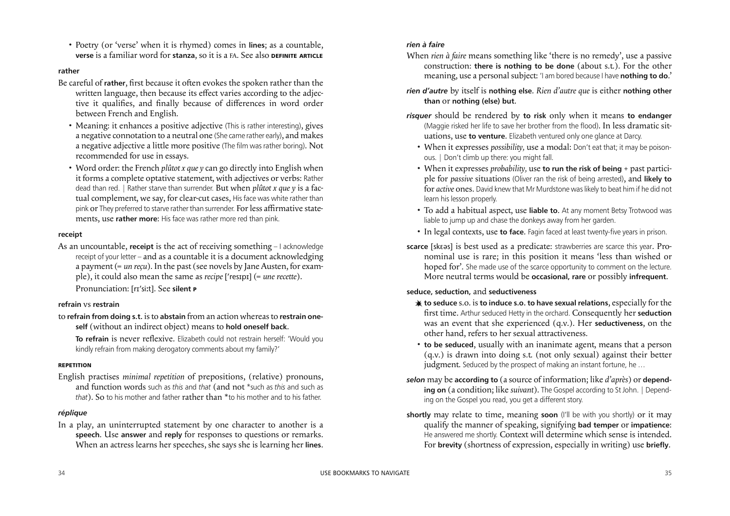- Poetry (or 'verse' when it is rhymed) comes in **lines**; as a countable, **verse** is a familiar word for **stanza**, so it is a FA. See also **DEFINITE ARTICLE**

**rather**

Be careful of **rather**, first because it often evokes the spoken rather than the written language, then because its effect varies according to the adjective it qualifies, and finally because of differences in word order between French and English.

- Meaning: it enhances a positive adjective (This is rather interesting), gives a negative connotation to a neutral one (She came rather early), and makes a negative adjective a little more positive (The film was rather boring). Not recommended for use in essays.
- Word order: the French *plûtot x que y* can go directly into English when it forms a complete optative statement, with adjectives or verbs: Rather dead than red. | Rather starve than surrender. But when *plûtot x que y* is a factual complement, we say, for clear-cut cases, His face was white rather than pink or They preferred to starve rather than surrender. For less affirmative statements, use **rather more**: His face was rather more red than pink.

**receipt**

As an uncountable, **receipt** is the act of receiving something – I acknowledge receipt of your letter – and as a countable it is a document acknowledging a payment (= *un reçu*). In the past (see novels by Jane Austen, for example), it could also mean the same as *recipe* [ˈresɪpɪ] (= *une recette*).

Pronunciation: [rɪˈsiːt]. See **silent P**

**refrain** vs **restrain**

to **refrain from doing s.t.** is to **abstain** from an action whereas to **restrain oneself** (without an indirect object) means to **hold oneself back**.

**To refrain** is never reflexive. Elizabeth could not restrain herself: 'Would you kindly refrain from making derogatory comments about my family?'

**REPETITION**

English practises *minimal repetition* of prepositions, (relative) pronouns, and function words such as *this* and *that* (and not *such as *this* and such as *that*). So to his mother and father rather than *to his mother and to his father.

***réplique***

In a play, an uninterrupted statement by one character to another is a **speech**. Use **answer** and **reply** for responses to questions or remarks. When an actress learns her speeches, she says she is learning her **lines**.

***rien à faire***

When *rien à faire* means something like 'there is no remedy', use a passive construction: **there is nothing to be done** (about s.t.). For the other meaning, use a personal subject: 'I am bored because I have **nothing to do**.'

***rien d'autre*** by itself is **nothing else**. *Rien d'autre que* is either **nothing other than** or **nothing (else) but**.

***risquer*** should be rendered by **to risk** only when it means **to endanger** (Maggie risked her life to save her brother from the flood). In less dramatic situations, use **to venture**. Elizabeth ventured only one glance at Darcy.

- When it expresses *possibility*, use a modal: Don't eat that; it may be poisonous. | Don't climb up there: you might fall.
- When it expresses *probability*, use **to run the risk of being** + past participle for *passive* situations (Oliver ran the risk of being arrested), and **likely to** for *active* ones. David knew that Mr Murdstone was likely to beat him if he did not learn his lesson properly.
- To add a habitual aspect, use **liable to**. At any moment Betsy Trotwood was liable to jump up and chase the donkeys away from her garden.
- In legal contexts, use **to face**. Fagin faced at least twenty-five years in prison.

**scarce** [skɛəs] is best used as a predicate: strawberries are scarce this year. Pronominal use is rare; in this position it means 'less than wished or hoped for'. She made use of the scarce opportunity to comment on the lecture. More neutral terms would be **occasional, rare** or possibly **infrequent**.

**seduce, seduction,** and **seductiveness**

- **to seduce** s.o. is **to induce s.o. to have sexual relations**, especially for the first time. Arthur seduced Hetty in the orchard. Consequently her **seduction** was an event that she experienced (q.v.). Her **seductiveness**, on the other hand, refers to her sexual attractiveness.
- **to be seduced**, usually with an inanimate agent, means that a person (q.v.) is drawn into doing s.t. (not only sexual) against their better judgment. Seduced by the prospect of making an instant fortune, he …

***selon*** may be **according to** (a source of information; like *d'après*) or **depending on** (a condition; like *suivant*). The Gospel according to St John. | Depending on the Gospel you read, you get a different story.

**shortly** may relate to time, meaning **soon** (I'll be with you shortly) or it may qualify the manner of speaking, signifying **bad temper** or **impatience**: He answered me shortly. Context will determine which sense is intended. For **brevity** (shortness of expression, especially in writing) use **briefly**.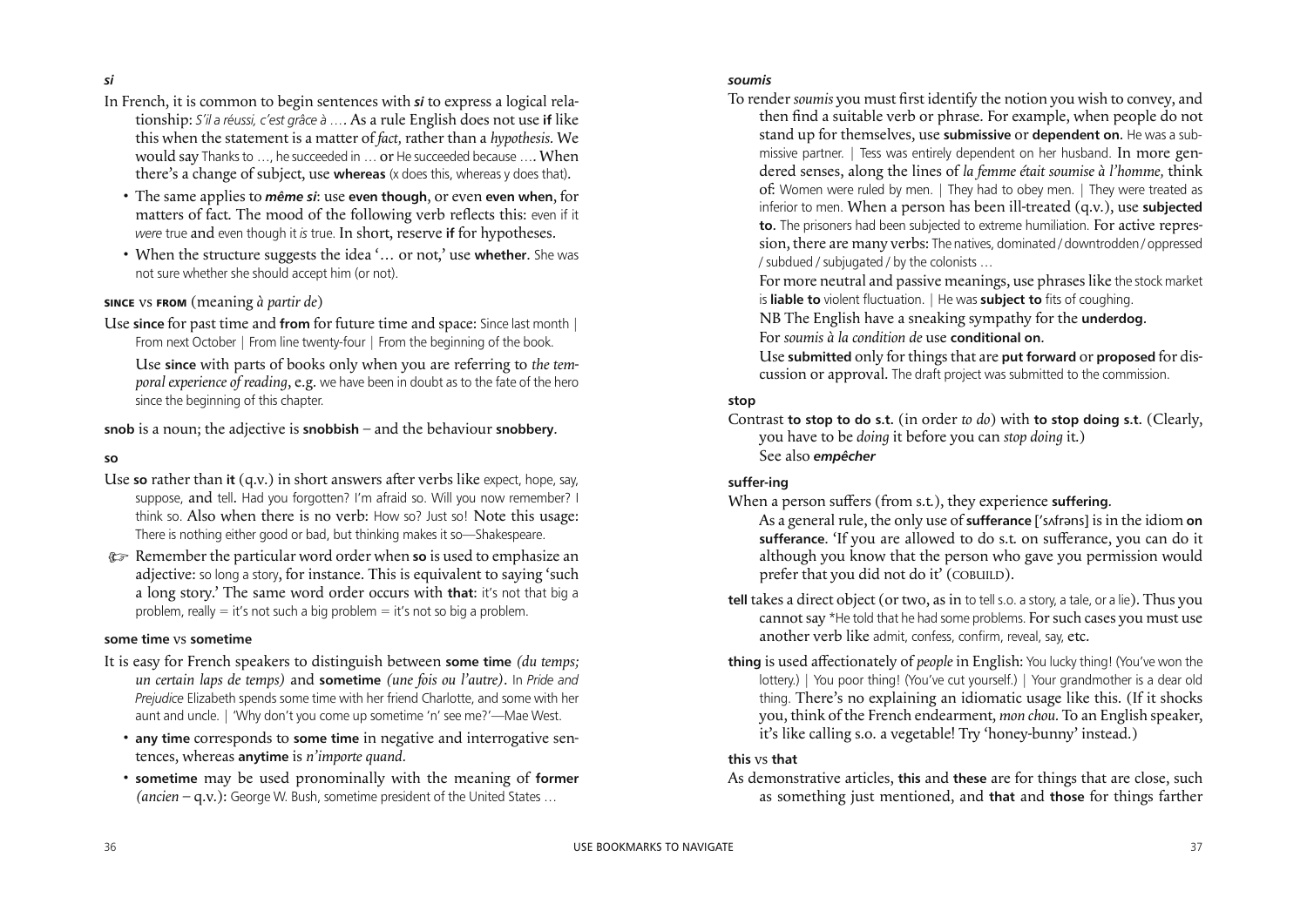***si***

In French, it is common to begin sentences with ***si*** to express a logical relationship: *S'il a réussi, c'est grâce à …*. As a rule English does not use **if** like this when the statement is a matter of *fact,* rather than a *hypothesis*. We would say Thanks to …, he succeeded in … or He succeeded because …. When there's a change of subject, use **whereas** (x does this, whereas y does that).

- The same applies to ***même si***: use **even though**, or even **even when**, for matters of fact. The mood of the following verb reflects this: even if it *were* true and even though it *is* true. In short, reserve **if** for hypotheses.
- When the structure suggests the idea '… or not,' use **whether**. She was not sure whether she should accept him (or not).

**SINCE** vs **FROM** (meaning *à partir de*)

Use **since** for past time and **from** for future time and space: Since last month | From next October | From line twenty-four | From the beginning of the book.

Use **since** with parts of books only when you are referring to *the temporal experience of reading*, e.g. we have been in doubt as to the fate of the hero since the beginning of this chapter.

**snob** is a noun; the adjective is **snobbish** – and the behaviour **snobbery**.

**so**

Use **so** rather than **it** (q.v.) in short answers after verbs like expect, hope, say, suppose, and tell. Had you forgotten? I'm afraid so. Will you now remember? I think so. Also when there is no verb: How so? Just so! Note this usage: There is nothing either good or bad, but thinking makes it so—Shakespeare.

☞ Remember the particular word order when **so** is used to emphasize an adjective: so long a story, for instance. This is equivalent to saying 'such a long story.' The same word order occurs with **that**: it's not that big a problem, really = it's not such a big problem = it's not so big a problem.

**some time** vs **sometime**

It is easy for French speakers to distinguish between **some time** *(du temps; un certain laps de temps)* and **sometime** *(une fois ou l'autre)*. In *Pride and Prejudice* Elizabeth spends some time with her friend Charlotte, and some with her aunt and uncle. | 'Why don't you come up sometime 'n' see me?'—Mae West.

- **any time** corresponds to **some time** in negative and interrogative sentences, whereas **anytime** is *n'importe quand.*
- **sometime** may be used pronominally with the meaning of **former** *(ancien* – q.v.): George W. Bush, sometime president of the United States …

***soumis***

To render *soumis* you must first identify the notion you wish to convey, and then find a suitable verb or phrase. For example, when people do not stand up for themselves, use **submissive** or **dependent on.** He was a submissive partner. | Tess was entirely dependent on her husband. In more gendered senses, along the lines of *la femme était soumise à l'homme,* think of: Women were ruled by men. | They had to obey men. | They were treated as inferior to men. When a person has been ill-treated (q.v.), use **subjected to**. The prisoners had been subjected to extreme humiliation. For active repression, there are many verbs: The natives, dominated / downtrodden / oppressed / subdued / subjugated / by the colonists …

For more neutral and passive meanings, use phrases like the stock market is **liable to** violent fluctuation. | He was **subject to** fits of coughing.

NB The English have a sneaking sympathy for the **underdog**.

For *soumis à la condition de* use **conditional on**.

Use **submitted** only for things that are **put forward** or **proposed** for discussion or approval. The draft project was submitted to the commission.

**stop**

Contrast **to stop to do s.t.** (in order *to do*) with **to stop doing s.t.** (Clearly, you have to be *doing* it before you can *stop doing* it.)
See also ***empêcher***

**suffer-ing**

When a person suffers (from s.t.), they experience **suffering**.

As a general rule, the only use of **sufferance** ['sʌfrəns] is in the idiom **on sufferance**. 'If you are allowed to do s.t. on sufferance, you can do it although you know that the person who gave you permission would prefer that you did not do it' (COBUILD).

**tell** takes a direct object (or two, as in to tell s.o. a story, a tale, or a lie). Thus you cannot say \*He told that he had some problems. For such cases you must use another verb like admit, confess, confirm, reveal, say, etc.

**thing** is used affectionately of *people* in English: You lucky thing! (You've won the lottery.) | You poor thing! (You've cut yourself.) | Your grandmother is a dear old thing. There's no explaining an idiomatic usage like this. (If it shocks you, think of the French endearment, *mon chou*. To an English speaker, it's like calling s.o. a vegetable! Try 'honey-bunny' instead.)

**this** vs **that**

As demonstrative articles, **this** and **these** are for things that are close, such as something just mentioned, and **that** and **those** for things farther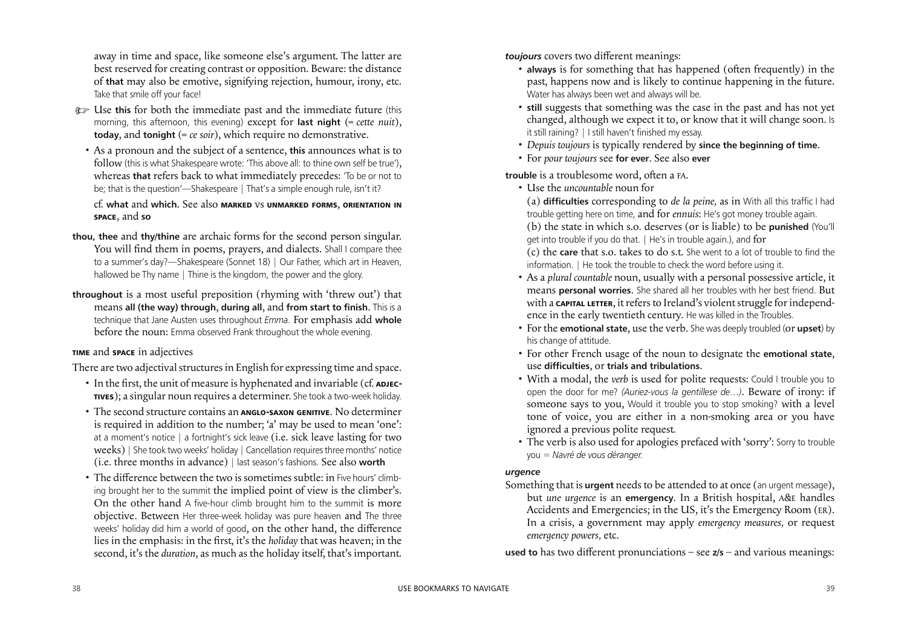away in time and space, like someone else's argument. The latter are best reserved for creating contrast or opposition. Beware: the distance of **that** may also be emotive, signifying rejection, humour, irony, etc. Take that smile off your face!

☞ Use **this** for both the immediate past and the immediate future (this morning, this afternoon, this evening) except for **last night** (= *cette nuit*), **today**, and **tonight** (= *ce soir*), which require no demonstrative.

- As a pronoun and the subject of a sentence, **this** announces what is to follow (this is what Shakespeare wrote: 'This above all: to thine own self be true'), whereas **that** refers back to what immediately precedes: 'To be or not to be; that is the question'—Shakespeare | That's a simple enough rule, isn't it?

  cf. **what** and **which**. See also **MARKED** vs **UNMARKED FORMS**, **ORIENTATION IN SPACE**, and **SO**

**thou, thee** and **thy/thine** are archaic forms for the second person singular. You will find them in poems, prayers, and dialects. Shall I compare thee to a summer's day?—Shakespeare (Sonnet 18) | Our Father, which art in Heaven, hallowed be Thy name | Thine is the kingdom, the power and the glory.

**throughout** is a most useful preposition (rhyming with 'threw out') that means **all (the way) through**, **during all**, and **from start to finish**. This is a technique that Jane Austen uses throughout *Emma*. For emphasis add **whole** before the noun: Emma observed Frank throughout the whole evening.

**TIME** and **SPACE** in adjectives

There are two adjectival structures in English for expressing time and space.

- In the first, the unit of measure is hyphenated and invariable (cf. **ADJECTIVES**); a singular noun requires a determiner. She took a two-week holiday.
- The second structure contains an **ANGLO-SAXON GENITIVE**. No determiner is required in addition to the number; 'a' may be used to mean 'one': at a moment's notice | a fortnight's sick leave (i.e. sick leave lasting for two weeks) | She took two weeks' holiday | Cancellation requires three months' notice (i.e. three months in advance) | last season's fashions. See also **worth**
- The difference between the two is sometimes subtle: in Five hours' climbing brought her to the summit the implied point of view is the climber's. On the other hand A five-hour climb brought him to the summit is more objective. Between Her three-week holiday was pure heaven and The three weeks' holiday did him a world of good, on the other hand, the difference lies in the emphasis: in the first, it's the *holiday* that was heaven; in the second, it's the *duration*, as much as the holiday itself, that's important.

***toujours*** covers two different meanings:

- **always** is for something that has happened (often frequently) in the past, happens now and is likely to continue happening in the future. Water has always been wet and always will be.
- **still** suggests that something was the case in the past and has not yet changed, although we expect it to, or know that it will change soon. Is it still raining? | I still haven't finished my essay.
- *Depuis toujours* is typically rendered by **since the beginning of time**.
- For *pour toujours* see **for ever**. See also **ever**

**trouble** is a troublesome word, often a FA.

- Use the *uncountable* noun for

  (a) **difficulties** corresponding to *de la peine,* as in With all this traffic I had trouble getting here on time, and for *ennuis*: He's got money trouble again.

  (b) the state in which s.o. deserves (or is liable) to be **punished** (You'll get into trouble if you do that. | He's in trouble again.), and for

  (c) the **care** that s.o. takes to do s.t. She went to a lot of trouble to find the information. | He took the trouble to check the word before using it.
- As a *plural countable* noun, usually with a personal possessive article, it means **personal worries**. She shared all her troubles with her best friend. But with a **CAPITAL LETTER**, it refers to Ireland's violent struggle for independence in the early twentieth century. He was killed in the Troubles.
- For the **emotional state**, use the verb. She was deeply troubled (or **upset**) by his change of attitude.
- For other French usage of the noun to designate the **emotional state**, use **difficulties**, or **trials and tribulations**.
- With a modal, the *verb* is used for polite requests: Could I trouble you to open the door for me? *(Auriez-vous la gentillese de…)*. Beware of irony: if someone says to you, Would it trouble you to stop smoking? with a level tone of voice, you are either in a non-smoking area or you have ignored a previous polite request.
- The verb is also used for apologies prefaced with 'sorry': Sorry to trouble you = *Navré de vous déranger.*

***urgence***

Something that is **urgent** needs to be attended to at once (an urgent message), but *une urgence* is an **emergency**. In a British hospital, A&E handles Accidents and Emergencies; in the US, it's the Emergency Room (ER). In a crisis, a government may apply *emergency measures,* or request *emergency powers,* etc.

**used to** has two different pronunciations – see **Z/S** – and various meanings: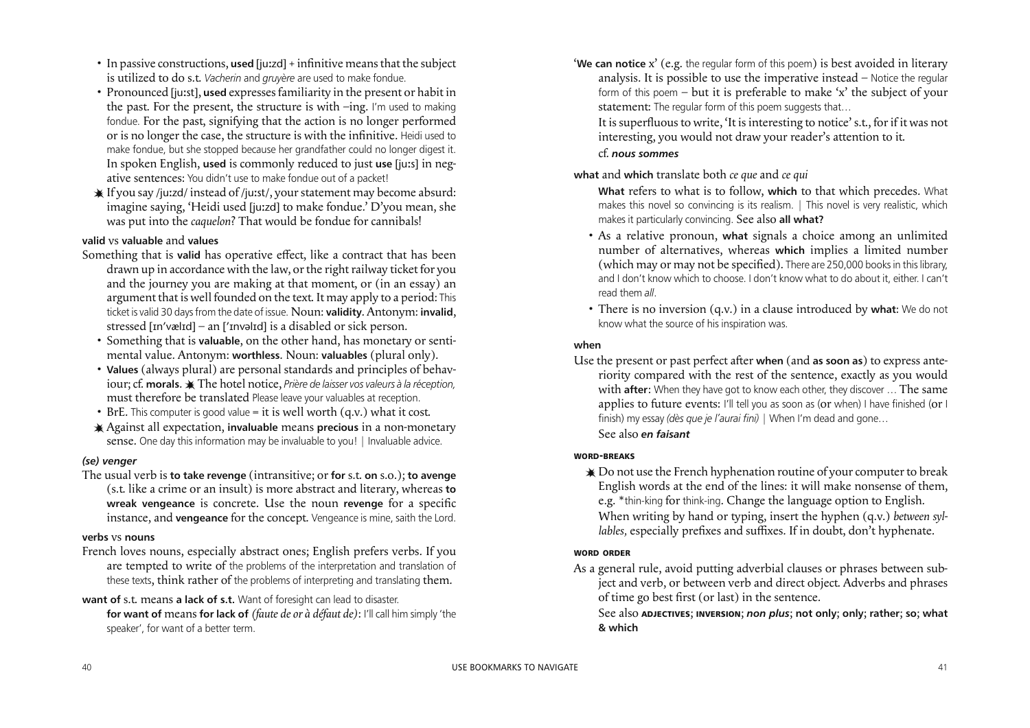- In passive constructions, **used** [juːzd] + infinitive means that the subject is utilized to do s.t. *Vacherin* and *gruyère* are used to make fondue.
- Pronounced [juːst], **used** expresses familiarity in the present or habit in the past. For the present, the structure is with –ing. I'm used to making fondue. For the past, signifying that the action is no longer performed or is no longer the case, the structure is with the infinitive. Heidi used to make fondue, but she stopped because her grandfather could no longer digest it. In spoken English, **used** is commonly reduced to just **use** [juːs] in negative sentences: You didn't use to make fondue out of a packet!
- ✷ If you say /juːzd/ instead of /juːst/, your statement may become absurd: imagine saying, 'Heidi used [juːzd] to make fondue.' D'you mean, she was put into the *caquelon*? That would be fondue for cannibals!

**valid** vs **valuable** and **values**

Something that is **valid** has operative effect, like a contract that has been drawn up in accordance with the law, or the right railway ticket for you and the journey you are making at that moment, or (in an essay) an argument that is well founded on the text. It may apply to a period: This ticket is valid 30 days from the date of issue. Noun: **validity**. Antonym: **invalid**, stressed [ɪnˈvælɪd] – an [ˈɪnvəlɪd] is a disabled or sick person.

- Something that is **valuable**, on the other hand, has monetary or sentimental value. Antonym: **worthless**. Noun: **valuables** (plural only).
- **Values** (always plural) are personal standards and principles of behaviour; cf. **morals**. ✷ The hotel notice, *Prière de laisser vos valeurs à la réception,* must therefore be translated Please leave your valuables at reception.
- BrE. This computer is good value = it is well worth (q.v.) what it cost.
- ✷ Against all expectation, **invaluable** means **precious** in a non-monetary sense. One day this information may be invaluable to you! | Invaluable advice.

***(se) venger***

The usual verb is **to take revenge** (intransitive; or **for** s.t. **on** s.o.); **to avenge** (s.t. like a crime or an insult) is more abstract and literary, whereas **to wreak vengeance** is concrete. Use the noun **revenge** for a specific instance, and **vengeance** for the concept. Vengeance is mine, saith the Lord.

**verbs** vs **nouns**

French loves nouns, especially abstract ones; English prefers verbs. If you are tempted to write of the problems of the interpretation and translation of these texts, think rather of the problems of interpreting and translating them.

**want of** s.t. means **a lack of s.t.** Want of foresight can lead to disaster.

**for want of** means **for lack of** *(faute de or à défaut de)*: I'll call him simply 'the speaker', for want of a better term.

'**We can notice** x' (e.g. the regular form of this poem) is best avoided in literary analysis. It is possible to use the imperative instead – Notice the regular form of this poem – but it is preferable to make 'x' the subject of your statement: The regular form of this poem suggests that…

It is superfluous to write, 'It is interesting to notice' s.t., for if it was not interesting, you would not draw your reader's attention to it.

cf. ***nous sommes***

**what** and **which** translate both *ce que* and *ce qui*

**What** refers to what is to follow, **which** to that which precedes. What makes this novel so convincing is its realism. | This novel is very realistic, which makes it particularly convincing. See also **all what?**

- As a relative pronoun, **what** signals a choice among an unlimited number of alternatives, whereas **which** implies a limited number (which may or may not be specified). There are 250,000 books in this library, and I don't know which to choose. I don't know what to do about it, either. I can't read them *all*.
- There is no inversion (q.v.) in a clause introduced by **what**: We do not know what the source of his inspiration was.

**when**

Use the present or past perfect after **when** (and **as soon as**) to express anteriority compared with the rest of the sentence, exactly as you would with **after**: When they have got to know each other, they discover … The same applies to future events: I'll tell you as soon as (or when) I have finished (or I finish) my essay *(dès que je l'aurai fini)* | When I'm dead and gone…

See also ***en faisant***

**WORD-BREAKS**

✷ Do not use the French hyphenation routine of your computer to break English words at the end of the lines: it will make nonsense of them, e.g. *thin-king for think-ing. Change the language option to English.

When writing by hand or typing, insert the hyphen (q.v.) *between syllables,* especially prefixes and suffixes. If in doubt, don't hyphenate.

**WORD ORDER**

As a general rule, avoid putting adverbial clauses or phrases between subject and verb, or between verb and direct object. Adverbs and phrases of time go best first (or last) in the sentence.

See also **ADJECTIVES**; **INVERSION**; ***non plus***; **not only**; **only**; **rather**; **so**; **what & which**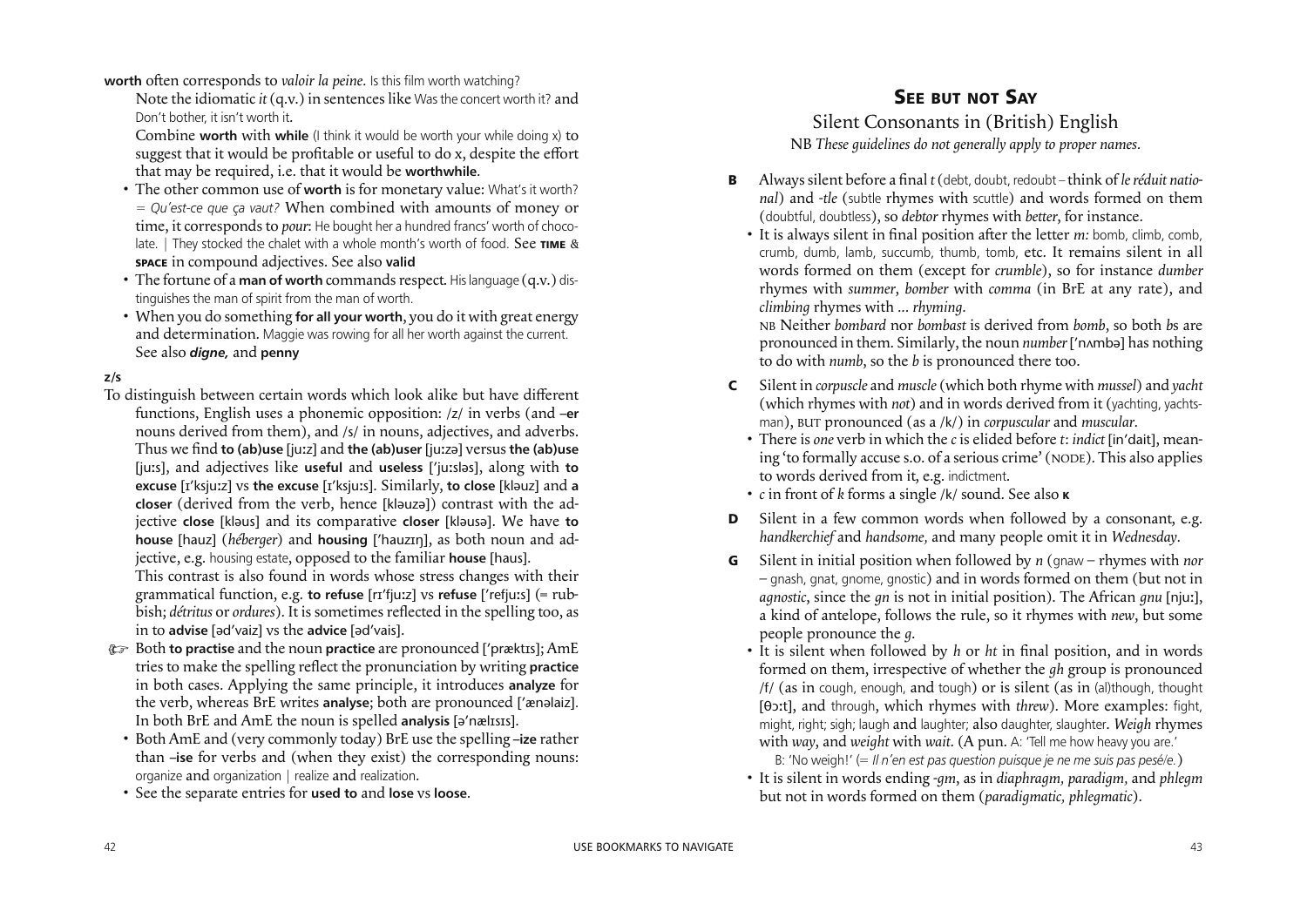**worth** often corresponds to *valoir la peine*. Is this film worth watching?

Note the idiomatic *it* (q.v.) in sentences like Was the concert worth it? and Don't bother, it isn't worth it.

Combine **worth** with **while** (I think it would be worth your while doing x) to suggest that it would be profitable or useful to do x, despite the effort that may be required, i.e. that it would be **worthwhile**.

- The other common use of **worth** is for monetary value: What's it worth? = *Qu'est-ce que ça vaut?* When combined with amounts of money or time, it corresponds to *pour*: He bought her a hundred francs' worth of chocolate. | They stocked the chalet with a whole month's worth of food. See **TIME** & **SPACE** in compound adjectives. See also **valid**
- The fortune of a **man of worth** commands respect. His language (q.v.) distinguishes the man of spirit from the man of worth.
- When you do something **for all your worth**, you do it with great energy and determination. Maggie was rowing for all her worth against the current. See also ***digne,*** and **penny**

**z/s**

To distinguish between certain words which look alike but have different functions, English uses a phonemic opposition: /z/ in verbs (and **–er** nouns derived from them), and /s/ in nouns, adjectives, and adverbs. Thus we find **to (ab)use** [juːz] and **the (ab)user** [juːzə] versus **the (ab)use** [juːs], and adjectives like **useful** and **useless** [ˈjuːsləs], along with **to excuse** [ɪˈksjuːz] vs **the excuse** [ɪˈksjuːs]. Similarly, **to close** [kləuz] and **a closer** (derived from the verb, hence [kləuzə]) contrast with the adjective **close** [kləus] and its comparative **closer** [kləusə]. We have **to house** [hauz] (*héberger*) and **housing** [ˈhauzɪŋ], as both noun and adjective, e.g. housing estate, opposed to the familiar **house** [haus].

This contrast is also found in words whose stress changes with their grammatical function, e.g. **to refuse** [rɪˈfjuːz] vs **refuse** [ˈrefjuːs] (= rubbish; *détritus* or *ordures*). It is sometimes reflected in the spelling too, as in to **advise** [ədˈvaiz] vs the **advice** [ədˈvais].

☞ Both **to practise** and the noun **practice** are pronounced [ˈpræktɪs]; AmE tries to make the spelling reflect the pronunciation by writing **practice** in both cases. Applying the same principle, it introduces **analyze** for the verb, whereas BrE writes **analyse**; both are pronounced [ˈænəlaiz]. In both BrE and AmE the noun is spelled **analysis** [əˈnælɪsɪs].

- Both AmE and (very commonly today) BrE use the spelling **–ize** rather than **–ise** for verbs and (when they exist) the corresponding nouns: organize and organization | realize and realization.
- See the separate entries for **used to** and **lose** vs **loose**.

## SEE BUT NOT SAY

### Silent Consonants in (British) English

NB *These guidelines do not generally apply to proper names.*

**B** Always silent before a final *t* (debt, doubt, redoubt – think of *le réduit national*) and *-tle* (subtle rhymes with scuttle) and words formed on them (doubtful, doubtless), so *debtor* rhymes with *better*, for instance.

- It is always silent in final position after the letter *m:* bomb, climb, comb, crumb, dumb, lamb, succumb, thumb, tomb, etc. It remains silent in all words formed on them (except for *crumble*), so for instance *dumber* rhymes with *summer*, *bomber* with *comma* (in BrE at any rate), and *climbing* rhymes with ... *rhyming*.

  NB Neither *bombard* nor *bombast* is derived from *bomb*, so both *b*s are pronounced in them. Similarly, the noun *number* [ˈnʌmbə] has nothing to do with *numb*, so the *b* is pronounced there too.

**C** Silent in *corpuscle* and *muscle* (which both rhyme with *mussel*) and *yacht* (which rhymes with *not*) and in words derived from it (yachting, yachtsman), BUT pronounced (as a /k/) in *corpuscular* and *muscular*.

- There is *one* verb in which the *c* is elided before *t*: *indict* [inˈdait], meaning 'to formally accuse s.o. of a serious crime' (NODE). This also applies to words derived from it, e.g. indictment.
- *c* in front of *k* forms a single /k/ sound. See also **K**

**D** Silent in a few common words when followed by a consonant, e.g. *handkerchief* and *handsome,* and many people omit it in *Wednesday*.

**G** Silent in initial position when followed by *n* (gnaw – rhymes with *nor* – gnash, gnat, gnome, gnostic) and in words formed on them (but not in *agnostic*, since the *gn* is not in initial position). The African *gnu* [njuː], a kind of antelope, follows the rule, so it rhymes with *new*, but some people pronounce the *g*.

- It is silent when followed by *h* or *ht* in final position, and in words formed on them, irrespective of whether the *gh* group is pronounced /f/ (as in cough, enough, and tough) or is silent (as in (al)though, thought [θɔːt], and through, which rhymes with *threw*). More examples: fight, might, right; sigh; laugh and laughter; also daughter, slaughter. *Weigh* rhymes with *way*, and *weight* with *wait*. (A pun. A: 'Tell me how heavy you are.' B: 'No weigh!' (= *Il n'en est pas question puisque je ne me suis pas pesé/e.*)
- It is silent in words ending *-gm*, as in *diaphragm, paradigm,* and *phlegm* but not in words formed on them (*paradigmatic, phlegmatic*).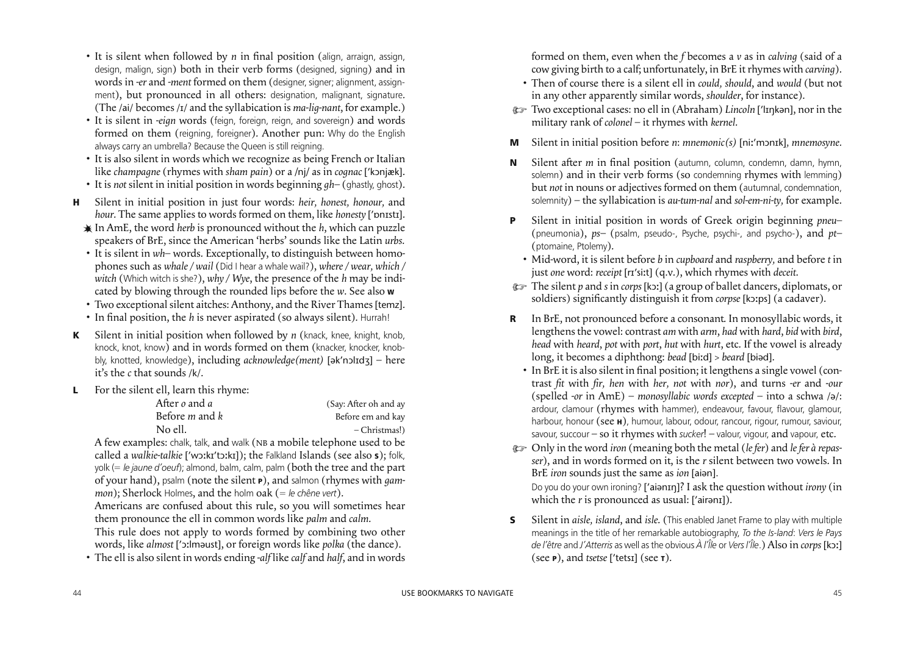- It is silent when followed by *n* in final position (align, arraign, assign, design, malign, sign) both in their verb forms (designed, signing) and in words in *-er* and *-ment* formed on them (designer, signer; alignment, assignment), but pronounced in all others: designation, malignant, signature. (The /aɪ/ becomes /ɪ/ and the syllabication is *ma-lig-nant*, for example.)
- It is silent in *-eign* words (feign, foreign, reign, and sovereign) and words formed on them (reigning, foreigner). Another pun: Why do the English always carry an umbrella? Because the Queen is still reigning.
- It is also silent in words which we recognize as being French or Italian like *champagne* (rhymes with *sham pain*) or a /nj/ as in *cognac* [ˈkɔnjæk].
- It is *not* silent in initial position in words beginning *gh–* (ghastly, ghost).

**H** Silent in initial position in just four words: *heir, honest, honour,* and *hour*. The same applies to words formed on them, like *honesty* [ˈɒnɪstɪ].

✷ In AmE, the word *herb* is pronounced without the *h*, which can puzzle speakers of BrE, since the American 'herbs' sounds like the Latin *urbs*.

- It is silent in *wh–* words. Exceptionally, to distinguish between homophones such as *whale / wail* (Did I hear a whale wail?), *where / wear, which / witch* (Which witch is she?), *why / Wye*, the presence of the *h* may be indicated by blowing through the rounded lips before the *w*. See also **W**
- Two exceptional silent aitches: Anthony, and the River Thames [temz].
- In final position, the *h* is never aspirated (so always silent). Hurrah!

**K** Silent in initial position when followed by *n* (knack, knee, knight, knob, knock, knot, know) and in words formed on them (knacker, knocker, knobbly, knotted, knowledge), including *acknowledge(ment)* [əkˈnɔlɪdʒ] – here it's the *c* that sounds /k/.

**L** For the silent ell, learn this rhyme:

After *o* and *a* — (Say: After oh and ay
Before *m* and *k* — Before em and kay
No ell. — – Christmas!)

A few examples: chalk, talk, and walk (NB a mobile telephone used to be called a *walkie-talkie* [ˈwɔːkɪˈtɔːkɪ]); the Falkland Islands (see also **S**); folk, yolk (= *le jaune d'oeuf*); almond, balm, calm, palm (both the tree and the part of your hand), psalm (note the silent **P**), and salmon (rhymes with *gammon*); Sherlock Holmes, and the holm oak (= *le chêne vert*).

Americans are confused about this rule, so you will sometimes hear them pronounce the ell in common words like *palm* and *calm*.

This rule does not apply to words formed by combining two other words, like *almost* [ˈɔːlməʊst], or foreign words like *polka* (the dance).

- The ell is also silent in words ending *-alf* like *calf* and *half*, and in words formed on them, even when the *f* becomes a *v* as in *calving* (said of a cow giving birth to a calf; unfortunately, in BrE it rhymes with *carving*).
- Then of course there is a silent ell in *could, should*, and *would* (but not in any other apparently similar words, *shoulder*, for instance).

☞ Two exceptional cases: no ell in (Abraham) *Lincoln* [ˈlɪŋkən], nor in the military rank of *colonel* – it rhymes with *kernel*.

**M** Silent in initial position before *n*: *mnemonic(s)* [niːˈmɔnɪk], *mnemosyne*.

**N** Silent after *m* in final position (autumn, column, condemn, damn, hymn, solemn) and in their verb forms (so condemning rhymes with lemming) but *not* in nouns or adjectives formed on them (autumnal, condemnation, solemnity) – the syllabication is *au-tum-nal* and *sol-em-ni-ty*, for example.

**P** Silent in initial position in words of Greek origin beginning *pneu–* (pneumonia), *ps–* (psalm, pseudo-, Psyche, psychi-, and psycho-), and *pt–* (ptomaine, Ptolemy).

- Mid-word, it is silent before *b* in *cupboard* and *raspberry*, and before *t* in just *one* word: *receipt* [rɪˈsiːt] (q.v.), which rhymes with *deceit*.

☞ The silent *p* and *s* in *corps* [kɔː] (a group of ballet dancers, diplomats, or soldiers) significantly distinguish it from *corpse* [kɔːps] (a cadaver).

**R** In BrE, not pronounced before a consonant. In monosyllabic words, it lengthens the vowel: contrast *am* with *arm*, *had* with *hard*, *bid* with *bird*, *head* with *heard*, *pot* with *port*, *hut* with *hurt*, etc. If the vowel is already long, it becomes a diphthong: *bead* [biːd] > *beard* [biəd].

- In BrE it is also silent in final position; it lengthens a single vowel (contrast *fit* with *fir, hen* with *her, not* with *nor*), and turns *-er* and *-our* (spelled *-or* in AmE) – *monosyllabic words excepted* – into a schwa /ə/: ardour, clamour (rhymes with hammer), endeavour, favour, flavour, glamour, harbour, honour (see **H**), humour, labour, odour, rancour, rigour, rumour, saviour, savour, succour – so it rhymes with *sucker*! – valour, vigour, and vapour, etc.

☞ Only in the word *iron* (meaning both the metal (*le fer*) and *le fer à repasser*), and in words formed on it, is the *r* silent between two vowels. In BrE *iron* sounds just the same as *ion* [aiən].

Do you do your own ironing? [ˈaiənɪŋ]? I ask the question without *irony* (in which the *r* is pronounced as usual: [ˈairənɪ]).

**S** Silent in *aisle, island*, and *isle*. (This enabled Janet Frame to play with multiple meanings in the title of her remarkable autobiography, *To the Is-land*: *Vers le Pays de l'être* and *J'Atterris* as well as the obvious *À l'Île* or *Vers l'Île*.) Also in *corps* [kɔː] (see **P**), and *tsetse* [ˈtetsɪ] (see **T**).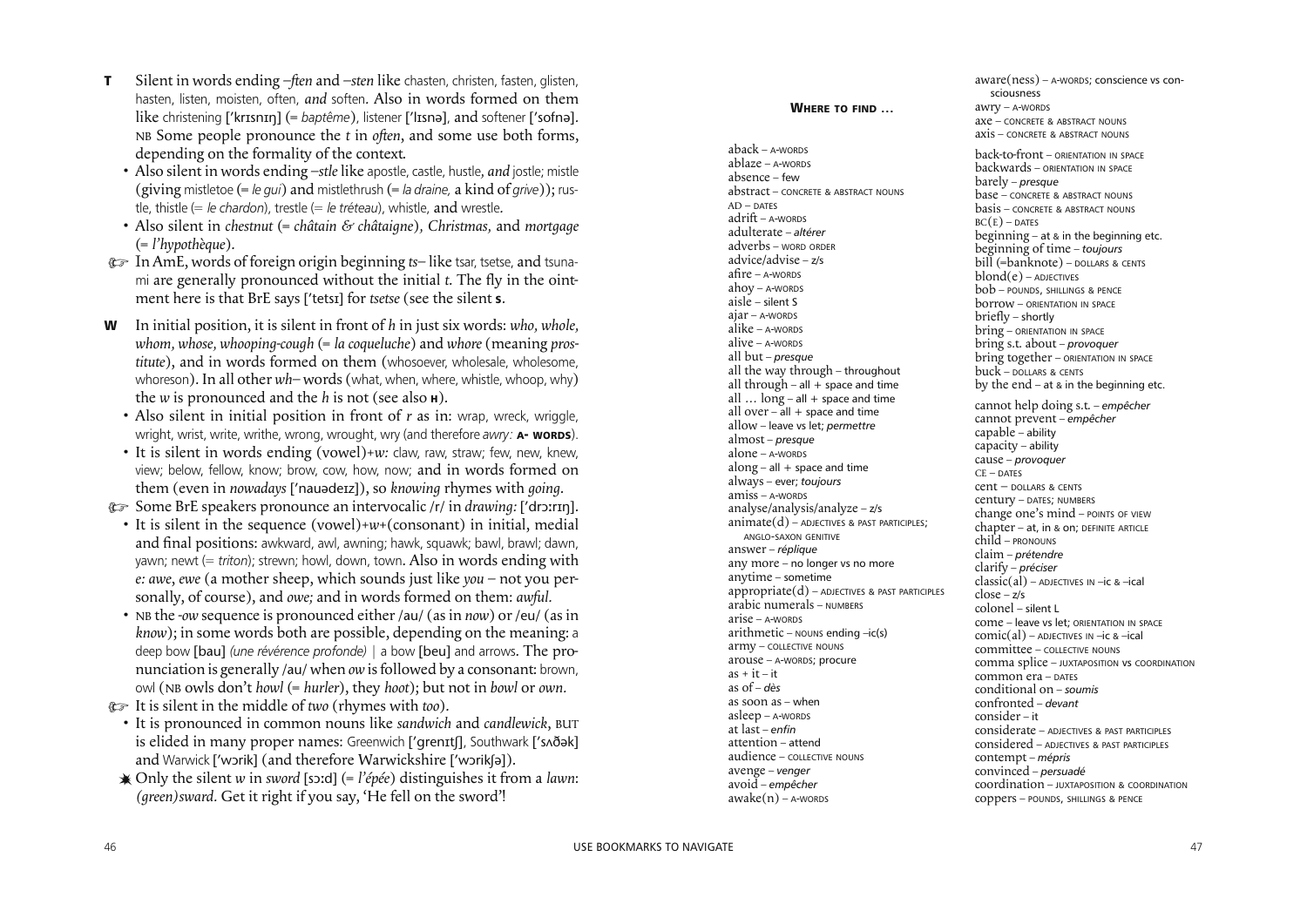**T** Silent in words ending *–ften* and *–sten* like chasten, christen, fasten, glisten, hasten, listen, moisten, often, *and* soften. Also in words formed on them like christening [ˈkrɪsnɪŋ] (= *baptême*), listener [ˈlɪsnə], and softener [ˈsofnə]. NB Some people pronounce the *t* in *often*, and some use both forms, depending on the formality of the context.

- Also silent in words ending *–stle* like apostle, castle, hustle, *and* jostle; mistle (giving mistletoe (= *le gui*) and mistlethrush (= *la draine*, a kind of *grive*)); rustle, thistle (= *le chardon*), trestle (= *le tréteau*), whistle, and wrestle.
- Also silent in *chestnut* (= *châtain & châtaigne*), *Christmas*, and *mortgage* (= *l'hypothèque*).

☞ In AmE, words of foreign origin beginning *ts–* like tsar, tsetse, and tsunami are generally pronounced without the initial *t*. The fly in the ointment here is that BrE says [ˈtetsɪ] for *tsetse* (see the silent **S**).

**W** In initial position, it is silent in front of *h* in just six words: *who*, *whole*, *whom*, *whose*, *whooping-cough* (= *la coqueluche*) and *whore* (meaning *prostitute*), and in words formed on them (whosoever, wholesale, wholesome, whoreson). In all other *wh–* words (what, when, where, whistle, whoop, why) the *w* is pronounced and the *h* is not (see also **H**).

- Also silent in initial position in front of *r* as in: wrap, wreck, wriggle, wright, wrist, write, writhe, wrong, wrought, wry (and therefore *awry*: **A- WORDS**).
- It is silent in words ending (vowel)+*w*: claw, raw, straw; few, new, knew, view; below, fellow, know; brow, cow, how, now; and in words formed on them (even in *nowadays* [ˈnauədeɪz]), so *knowing* rhymes with *going*.

☞ Some BrE speakers pronounce an intervocalic /r/ in *drawing*: [ˈdrɔːrɪŋ].

- It is silent in the sequence (vowel)+*w*+(consonant) in initial, medial and final positions: awkward, awl, awning; hawk, squawk; bawl, brawl; dawn, yawn; newt (= *triton*); strewn; howl, down, town. Also in words ending with *e*: *awe*, *ewe* (a mother sheep, which sounds just like *you* – not you personally, of course), and *owe*; and in words formed on them: *awful*.
- NB the *-ow* sequence is pronounced either /au/ (as in *now*) or /eu/ (as in *know*); in some words both are possible, depending on the meaning: a deep bow [bau] *(une révérence profonde)* | a bow [beu] and arrows. The pronunciation is generally /au/ when *ow* is followed by a consonant: brown, owl (NB owls don't *howl* (= *hurler*), they *hoot*); but not in *bowl* or *own*.

☞ It is silent in the middle of *two* (rhymes with *too*).

- It is pronounced in common nouns like *sandwich* and *candlewick*, BUT is elided in many proper names: Greenwich [ˈgrenɪtʃ], Southwark [ˈsʌðək] and Warwick [ˈwɔrik] (and therefore Warwickshire [ˈwɔrikʃə]).

✷ Only the silent *w* in *sword* [sɔːd] (= *l'épée*) distinguishes it from a *lawn*: *(green)sward*. Get it right if you say, 'He fell on the sword'!

### WHERE TO FIND …

aback – A-WORDS
ablaze – A-WORDS
absence – few
abstract – CONCRETE & ABSTRACT NOUNS
AD – DATES
adrift – A-WORDS
adulterate – *altérer*
adverbs – WORD ORDER
advice/advise – z/s
afire – A-WORDS
ahoy – A-WORDS
aisle – silent S
ajar – A-WORDS
alike – A-WORDS
alive – A-WORDS
all but – *presque*
all the way through – throughout
all through – all + space and time
all … long – all + space and time
all over – all + space and time
allow – leave vs let; *permettre*
almost – *presque*
alone – A-WORDS
along – all + space and time
always – ever; *toujours*
amiss – A-WORDS
analyse/analysis/analyze – z/s
animate(d) – ADJECTIVES & PAST PARTICIPLES; ANGLO-SAXON GENITIVE
answer – *réplique*
any more – no longer vs no more
anytime – sometime
appropriate(d) – ADJECTIVES & PAST PARTICIPLES
arabic numerals – NUMBERS
arise – A-WORDS
arithmetic – NOUNS ending –ic(s)
army – COLLECTIVE NOUNS
arouse – A-WORDS; procure
as + it – it
as of – *dès*
as soon as – when
asleep – A-WORDS
at last – *enfin*
attention – attend
audience – COLLECTIVE NOUNS
avenge – *venger*
avoid – *empêcher*
awake(n) – A-WORDS
aware(ness) – A-WORDS; conscience vs consciousness
awry – A-WORDS
axe – CONCRETE & ABSTRACT NOUNS
axis – CONCRETE & ABSTRACT NOUNS

back-to-front – ORIENTATION IN SPACE
backwards – ORIENTATION IN SPACE
barely – *presque*
base – CONCRETE & ABSTRACT NOUNS
basis – CONCRETE & ABSTRACT NOUNS
BC(E) – DATES
beginning – at & in the beginning etc.
beginning of time – *toujours*
bill (=banknote) – DOLLARS & CENTS
blond(e) – ADJECTIVES
bob – POUNDS, SHILLINGS & PENCE
borrow – ORIENTATION IN SPACE
briefly – shortly
bring – ORIENTATION IN SPACE
bring s.t. about – *provoquer*
bring together – ORIENTATION IN SPACE
buck – DOLLARS & CENTS
by the end – at & in the beginning etc.

cannot help doing s.t. – *empêcher*
cannot prevent – *empêcher*
capable – ability
capacity – ability
cause – *provoquer*
CE – DATES
cent – DOLLARS & CENTS
century – DATES; NUMBERS
change one's mind – POINTS OF VIEW
chapter – at, in & on; DEFINITE ARTICLE
child – PRONOUNS
claim – *prétendre*
clarify – *préciser*
classic(al) – ADJECTIVES IN –ic & –ical
close – z/s
colonel – silent L
come – leave vs let; ORIENTATION IN SPACE
comic(al) – ADJECTIVES IN –ic & –ical
committee – COLLECTIVE NOUNS
comma splice – JUXTAPOSITION vs COORDINATION
common era – DATES
conditional on – *soumis*
confronted – *devant*
consider – it
considerate – ADJECTIVES & PAST PARTICIPLES
considered – ADJECTIVES & PAST PARTICIPLES
contempt – *mépris*
convinced – *persuadé*
coordination – JUXTAPOSITION & COORDINATION
coppers – POUNDS, SHILLINGS & PENCE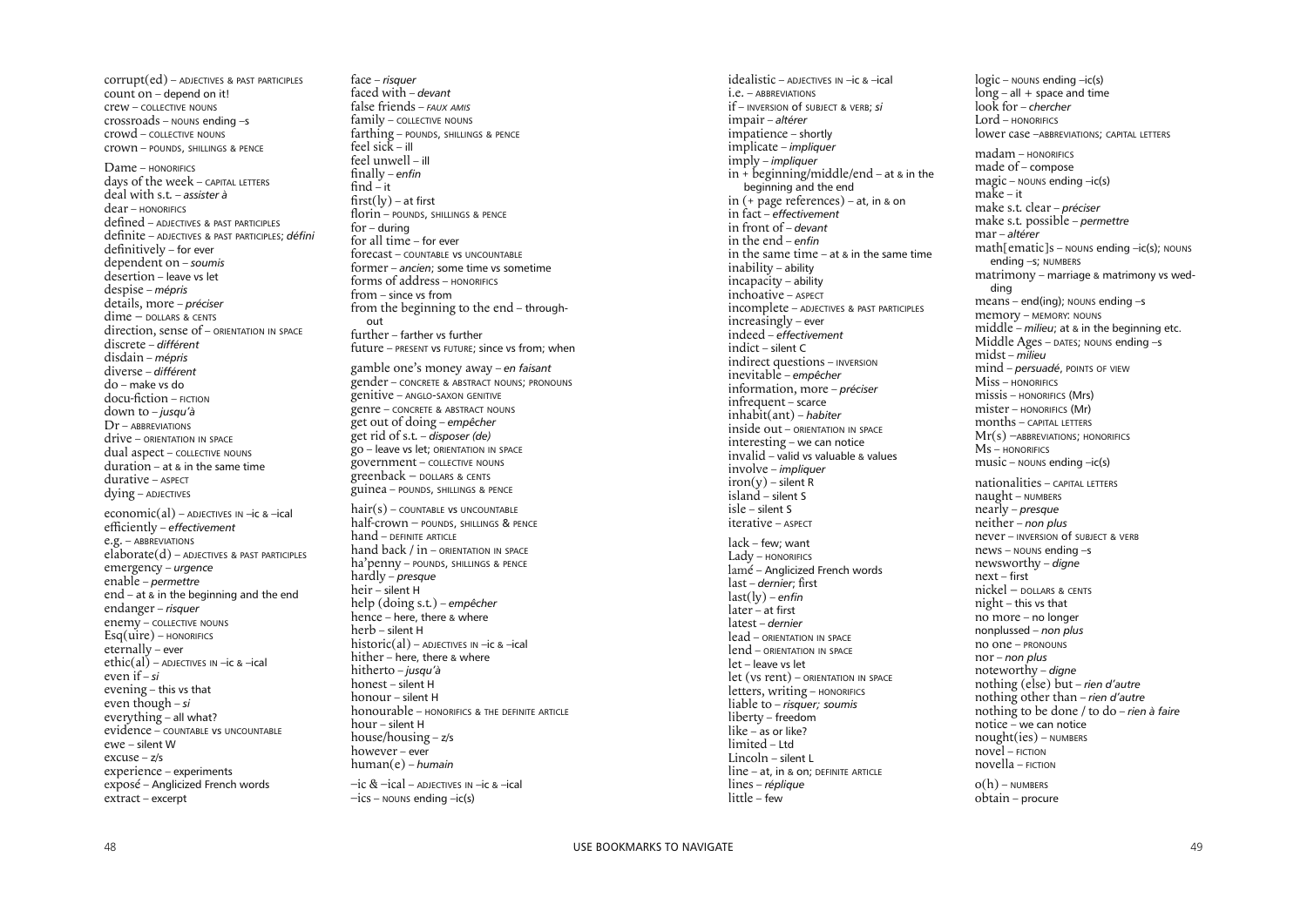corrupt(ed) – ADJECTIVES & PAST PARTICIPLES
count on – depend on it!
crew – COLLECTIVE NOUNS
crossroads – NOUNS ending –s
crowd – COLLECTIVE NOUNS
crown – POUNDS, SHILLINGS & PENCE

Dame – HONORIFICS
days of the week – CAPITAL LETTERS
deal with s.t. – *assister à*
dear – HONORIFICS
defined – ADJECTIVES & PAST PARTICIPLES
definite – ADJECTIVES & PAST PARTICIPLES; *défini*
definitively – for ever
dependent on – *soumis*
desertion – leave vs let
despise – *mépris*
details, more – *préciser*
dime – DOLLARS & CENTS
direction, sense of – ORIENTATION IN SPACE
discrete – *différent*
disdain – *mépris*
diverse – *différent*
do – make vs do
docu-fiction – FICTION
down to – *jusqu'à*
Dr – ABBREVIATIONS
drive – ORIENTATION IN SPACE
dual aspect – COLLECTIVE NOUNS
duration – at & in the same time
durative – ASPECT
dying – ADJECTIVES

economic(al) – ADJECTIVES IN –ic & –ical
efficiently – *effectivement*
e.g. – ABBREVIATIONS
elaborate(d) – ADJECTIVES & PAST PARTICIPLES
emergency – *urgence*
enable – *permettre*
end – at & in the beginning and the end
endanger – *risquer*
enemy – COLLECTIVE NOUNS
Esq(uire) – HONORIFICS
eternally – ever
ethic(al) – ADJECTIVES IN –ic & –ical
even if – *si*
evening – this vs that
even though – *si*
everything – all what?
evidence – COUNTABLE VS UNCOUNTABLE
ewe – silent W
excuse – z/s
experience – experiments
exposé – Anglicized French words
extract – excerpt

face – *risquer*
faced with – *devant*
false friends – *FAUX AMIS*
family – COLLECTIVE NOUNS
farthing – POUNDS, SHILLINGS & PENCE
feel sick – ill
feel unwell – ill
finally – *enfin*
find – it
first(ly) – at first
florin – POUNDS, SHILLINGS & PENCE
for – during
for all time – for ever
forecast – COUNTABLE VS UNCOUNTABLE
former – *ancien*; some time vs sometime
forms of address – HONORIFICS
from – since vs from
from the beginning to the end – throughout
further – farther vs further
future – PRESENT VS FUTURE; since vs from; when

gamble one's money away – *en faisant*
gender – CONCRETE & ABSTRACT NOUNS; PRONOUNS
genitive – ANGLO-SAXON GENITIVE
genre – CONCRETE & ABSTRACT NOUNS
get out of doing – *empêcher*
get rid of s.t. – *disposer (de)*
go – leave vs let; ORIENTATION IN SPACE
government – COLLECTIVE NOUNS
greenback – DOLLARS & CENTS
guinea – POUNDS, SHILLINGS & PENCE

hair(s) – COUNTABLE VS UNCOUNTABLE
half-crown – POUNDS, SHILLINGS & PENCE
hand – DEFINITE ARTICLE
hand back / in – ORIENTATION IN SPACE
ha'penny – POUNDS, SHILLINGS & PENCE
hardly – *presque*
heir – silent H
help (doing s.t.) – *empêcher*
hence – here, there & where
herb – silent H
historic(al) – ADJECTIVES IN –ic & –ical
hither – here, there & where
hitherto – *jusqu'à*
honest – silent H
honour – silent H
honourable – HONORIFICS & THE DEFINITE ARTICLE
hour – silent H
house/housing – z/s
however – ever
human(e) – *humain*

–ic & –ical – ADJECTIVES IN –ic & –ical
–ics – NOUNS ending –ic(s)

idealistic – ADJECTIVES IN –ic & –ical
i.e. – ABBREVIATIONS
if – INVERSION of SUBJECT & VERB; *si*
impair – *altérer*
impatience – shortly
implicate – *impliquer*
imply – *impliquer*
in + beginning/middle/end – at & in the beginning and the end
in (+ page references) – at, in & on
in fact – *effectivement*
in front of – *devant*
in the end – *enfin*
in the same time – at & in the same time
inability – ability
incapacity – ability
inchoative – ASPECT
incomplete – ADJECTIVES & PAST PARTICIPLES
increasingly – ever
indeed – *effectivement*
indict – silent C
indirect questions – INVERSION
inevitable – *empêcher*
information, more – *préciser*
infrequent – scarce
inhabit(ant) – *habiter*
inside out – ORIENTATION IN SPACE
interesting – we can notice
invalid – valid vs valuable & values
involve – *impliquer*
iron(y) – silent R
island – silent S
isle – silent S
iterative – ASPECT

lack – few; want
Lady – HONORIFICS
lamé – Anglicized French words
last – *dernier;* first
last(ly) – *enfin*
later – at first
latest – *dernier*
lead – ORIENTATION IN SPACE
lend – ORIENTATION IN SPACE
let – leave vs let
let (vs rent) – ORIENTATION IN SPACE
letters, writing – HONORIFICS
liable to – *risquer; soumis*
liberty – freedom
like – as or like?
limited – Ltd
Lincoln – silent L
line – at, in & on; DEFINITE ARTICLE
lines – *réplique*
little – few

logic – NOUNS ending –ic(s)
long – all + space and time
look for – *chercher*
Lord – HONORIFICS
lower case –ABBREVIATIONS; CAPITAL LETTERS

madam – HONORIFICS
made of – compose
magic – NOUNS ending –ic(s)
make – it
make s.t. clear – *préciser*
make s.t. possible – *permettre*
mar – *altérer*
math[ematic]s – NOUNS ending –ic(s); NOUNS ending –s; NUMBERS
matrimony – marriage & matrimony vs wedding
means – end(ing); NOUNS ending –s
memory – MEMORY: NOUNS
middle – *milieu*; at & in the beginning etc.
Middle Ages – DATES; NOUNS ending –s
midst – *milieu*
mind – *persuadé*, POINTS OF VIEW
Miss – HONORIFICS
missis – HONORIFICS (Mrs)
mister – HONORIFICS (Mr)
months – CAPITAL LETTERS
Mr(s) –ABBREVIATIONS; HONORIFICS
Ms – HONORIFICS
music – NOUNS ending –ic(s)

nationalities – CAPITAL LETTERS
naught – NUMBERS
nearly – *presque*
neither – *non plus*
never – INVERSION of SUBJECT & VERB
news – NOUNS ending –s
newsworthy – *digne*
next – first
nickel – DOLLARS & CENTS
night – this vs that
no more – no longer
nonplussed – *non plus*
no one – PRONOUNS
nor – *non plus*
noteworthy – *digne*
nothing (else) but – *rien d'autre*
nothing other than – *rien d'autre*
nothing to be done / to do – *rien à faire*
notice – we can notice
nought(ies) – NUMBERS
novel – FICTION
novella – FICTION

o(h) – NUMBERS
obtain – procure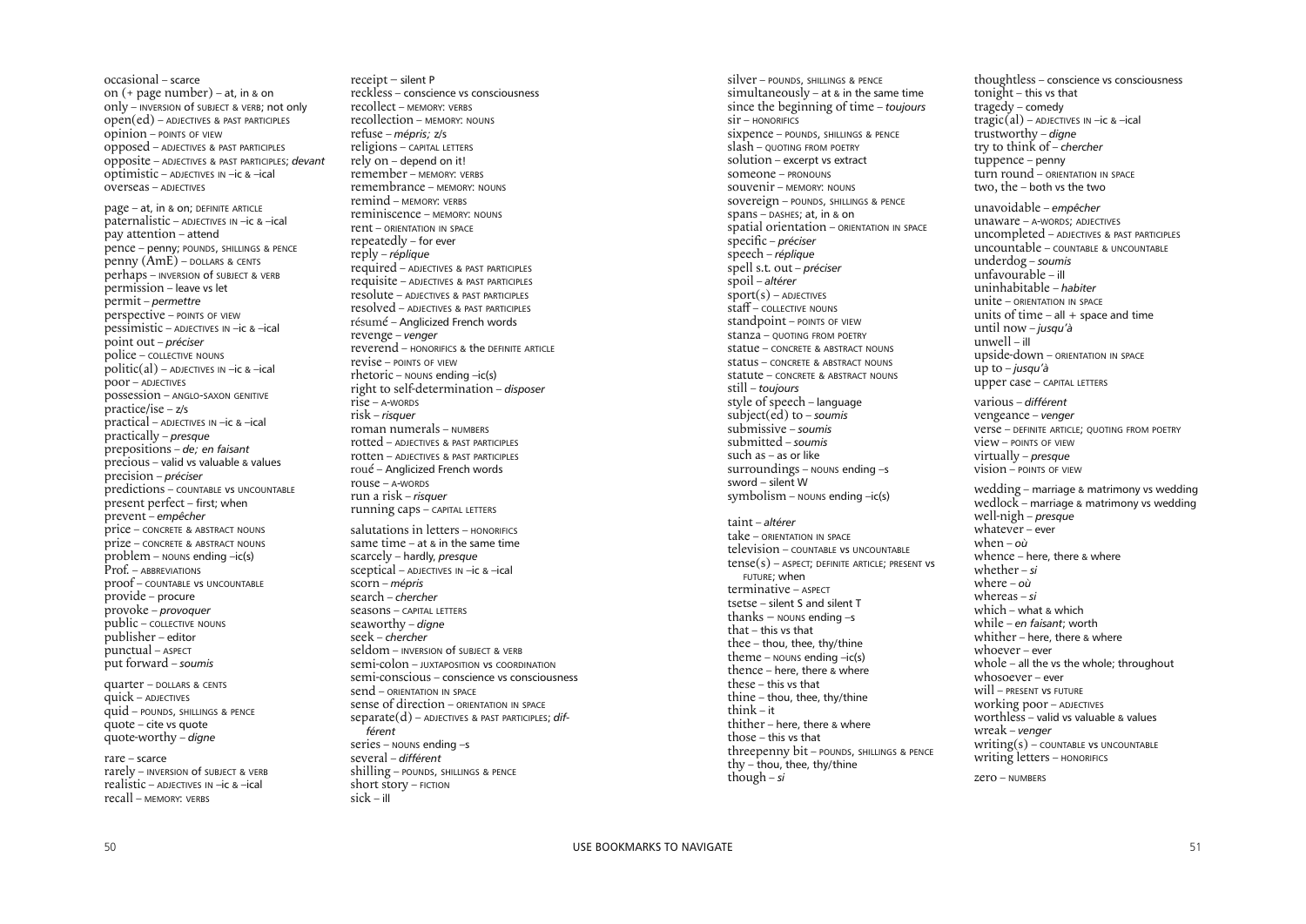occasional – scarce
on (+ page number) – at, in & on
only – INVERSION of SUBJECT & VERB; not only
open(ed) – ADJECTIVES & PAST PARTICIPLES
opinion – POINTS OF VIEW
opposed – ADJECTIVES & PAST PARTICIPLES
opposite – ADJECTIVES & PAST PARTICIPLES; *devant*
optimistic – ADJECTIVES IN –ic & –ical
overseas – ADJECTIVES

page – at, in & on; DEFINITE ARTICLE
paternalistic – ADJECTIVES IN –ic & –ical
pay attention – attend
pence – penny; POUNDS, SHILLINGS & PENCE
penny (AmE) – DOLLARS & CENTS
perhaps – INVERSION of SUBJECT & VERB
permission – leave vs let
permit – *permettre*
perspective – POINTS OF VIEW
pessimistic – ADJECTIVES IN –ic & –ical
point out – *préciser*
police – COLLECTIVE NOUNS
politic(al) – ADJECTIVES IN –ic & –ical
poor – ADJECTIVES
possession – ANGLO-SAXON GENITIVE
practice/ise – z/s
practical – ADJECTIVES IN –ic & –ical
practically – *presque*
prepositions – *de; en faisant*
precious – valid vs valuable & values
precision – *préciser*
predictions – COUNTABLE VS UNCOUNTABLE
present perfect – first; when
prevent – *empêcher*
price – CONCRETE & ABSTRACT NOUNS
prize – CONCRETE & ABSTRACT NOUNS
problem – NOUNS ending –ic(s)
Prof. – ABBREVIATIONS
proof – COUNTABLE VS UNCOUNTABLE
provide – procure
provoke – *provoquer*
public – COLLECTIVE NOUNS
publisher – editor
punctual – ASPECT
put forward – *soumis*

quarter – DOLLARS & CENTS
quick – ADJECTIVES
quid – POUNDS, SHILLINGS & PENCE
quote – cite vs quote
quote-worthy – *digne*

rare – scarce
rarely – INVERSION of SUBJECT & VERB
realistic – ADJECTIVES IN –ic & –ical
recall – MEMORY: VERBS
receipt – silent P
reckless – conscience vs consciousness
recollect – MEMORY: VERBS
recollection – MEMORY: NOUNS
refuse – *mépris;* z/s
religions – CAPITAL LETTERS
rely on – depend on it!
remember – MEMORY: VERBS
remembrance – MEMORY: NOUNS
remind – MEMORY: VERBS
reminiscence – MEMORY: NOUNS
rent – ORIENTATION IN SPACE
repeatedly – for ever
reply – *réplique*
required – ADJECTIVES & PAST PARTICIPLES
requisite – ADJECTIVES & PAST PARTICIPLES
resolute – ADJECTIVES & PAST PARTICIPLES
resolved – ADJECTIVES & PAST PARTICIPLES
résumé – Anglicized French words
revenge – *venger*
reverend – HONORIFICS & the DEFINITE ARTICLE
revise – POINTS OF VIEW
rhetoric – NOUNS ending –ic(s)
right to self-determination – *disposer*
rise – A-WORDS
risk – *risquer*
roman numerals – NUMBERS
rotted – ADJECTIVES & PAST PARTICIPLES
rotten – ADJECTIVES & PAST PARTICIPLES
roué – Anglicized French words
rouse – A-WORDS
run a risk – *risquer*
running caps – CAPITAL LETTERS

salutations in letters – HONORIFICS
same time – at & in the same time
scarcely – hardly, *presque*
sceptical – ADJECTIVES IN –ic & –ical
scorn – *mépris*
search – *chercher*
seasons – CAPITAL LETTERS
seaworthy – *digne*
seek – *chercher*
seldom – INVERSION of SUBJECT & VERB
semi-colon – JUXTAPOSITION VS COORDINATION
semi-conscious – conscience vs consciousness
send – ORIENTATION IN SPACE
sense of direction – ORIENTATION IN SPACE
separate(d) – ADJECTIVES & PAST PARTICIPLES; *différent*
series – NOUNS ending –s
several – *différent*
shilling – POUNDS, SHILLINGS & PENCE
short story – FICTION
sick – ill
silver – POUNDS, SHILLINGS & PENCE
simultaneously – at & in the same time
since the beginning of time – *toujours*
sir – HONORIFICS
sixpence – POUNDS, SHILLINGS & PENCE
slash – QUOTING FROM POETRY
solution – excerpt vs extract
someone – PRONOUNS
souvenir – MEMORY: NOUNS
sovereign – POUNDS, SHILLINGS & PENCE
spans – DASHES; at, in & on
spatial orientation – ORIENTATION IN SPACE
specific – *préciser*
speech – *réplique*
spell s.t. out – *préciser*
spoil – *altérer*
sport(s) – ADJECTIVES
staff – COLLECTIVE NOUNS
standpoint – POINTS OF VIEW
stanza – QUOTING FROM POETRY
statue – CONCRETE & ABSTRACT NOUNS
status – CONCRETE & ABSTRACT NOUNS
statute – CONCRETE & ABSTRACT NOUNS
still – *toujours*
style of speech – language
subject(ed) to – *soumis*
submissive – *soumis*
submitted – *soumis*
such as – as or like
surroundings – NOUNS ending –s
sword – silent W
symbolism – NOUNS ending –ic(s)

taint – *altérer*
take – ORIENTATION IN SPACE
television – COUNTABLE VS UNCOUNTABLE
tense(s) – ASPECT; DEFINITE ARTICLE; PRESENT VS FUTURE; when
terminative – ASPECT
tsetse – silent S and silent T
thanks – NOUNS ending –s
that – this vs that
thee – thou, thee, thy/thine
theme – NOUNS ending –ic(s)
thence – here, there & where
these – this vs that
thine – thou, thee, thy/thine
think – it
thither – here, there & where
those – this vs that
threepenny bit – POUNDS, SHILLINGS & PENCE
thy – thou, thee, thy/thine
though – *si*
thoughtless – conscience vs consciousness
tonight – this vs that
tragedy – comedy
tragic(al) – ADJECTIVES IN –ic & –ical
trustworthy – *digne*
try to think of – *chercher*
tuppence – penny
turn round – ORIENTATION IN SPACE
two, the – both vs the two

unavoidable – *empêcher*
unaware – A-WORDS; ADJECTIVES
uncompleted – ADJECTIVES & PAST PARTICIPLES
uncountable – COUNTABLE & UNCOUNTABLE
underdog – *soumis*
unfavourable – ill
uninhabitable – *habiter*
unite – ORIENTATION IN SPACE
units of time – all + space and time
until now – *jusqu'à*
unwell – ill
upside-down – ORIENTATION IN SPACE
up to – *jusqu'à*
upper case – CAPITAL LETTERS

various – *différent*
vengeance – *venger*
verse – DEFINITE ARTICLE; QUOTING FROM POETRY
view – POINTS OF VIEW
virtually – *presque*
vision – POINTS OF VIEW

wedding – marriage & matrimony vs wedding
wedlock – marriage & matrimony vs wedding
well-nigh – *presque*
whatever – ever
when – *où*
whence – here, there & where
whether – *si*
where – *où*
whereas – *si*
which – what & which
while – *en faisant*; worth
whither – here, there & where
whoever – ever
whole – all the vs the whole; throughout
whosoever – ever
will – PRESENT VS FUTURE
working poor – ADJECTIVES
worthless – valid vs valuable & values
wreak – *venger*
writing(s) – COUNTABLE VS UNCOUNTABLE
writing letters – HONORIFICS

zero – NUMBERS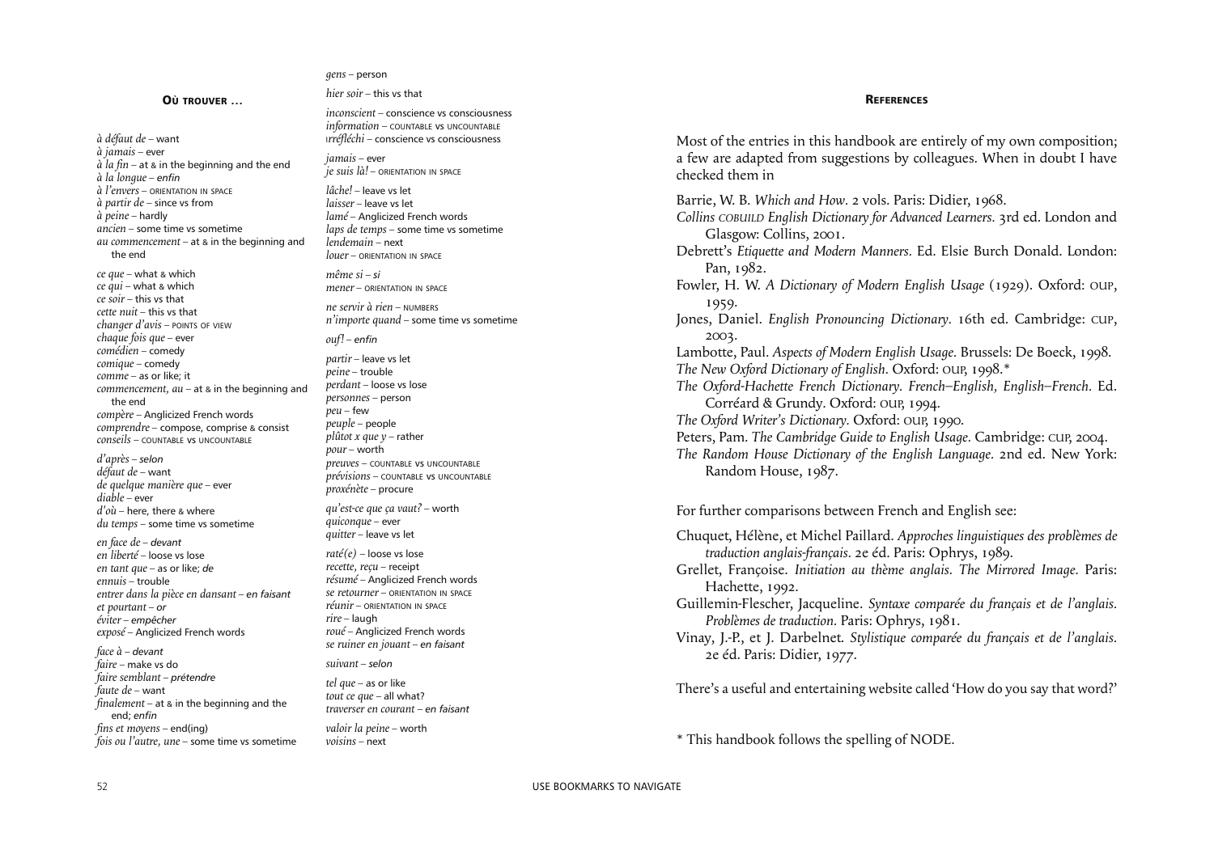### Où trouver …

*à défaut de* – want
*à jamais* – ever
*à la fin* – at & in the beginning and the end
*à la longue* – *enfin*
*à l'envers* – ORIENTATION IN SPACE
*à partir de* – since vs from
*à peine* – hardly
*ancien* – some time vs sometime
*au commencement* – at & in the beginning and the end

*ce que* – what & which
*ce qui* – what & which
*ce soir* – this vs that
*cette nuit* – this vs that
*changer d'avis* – POINTS OF VIEW
*chaque fois que* – ever
*comédien* – comedy
*comique* – comedy
*comme* – as or like; it
*commencement, au* – at & in the beginning and the end
*compère* – Anglicized French words
*comprendre* – compose, comprise & consist
*conseils* – COUNTABLE VS UNCOUNTABLE

*d'après* – *selon*
*défaut de* – want
*de quelque manière que* – ever
*diable* – ever
*d'où* – here, there & where
*du temps* – some time vs sometime

*en face de* – *devant*
*en liberté* – loose vs lose
*en tant que* – as or like; *de*
*ennuis* – trouble
*entrer dans la pièce en dansant* – *en faisant*
*et pourtant* – *or*
*éviter* – *empêcher*
*exposé* – Anglicized French words

*face à* – *devant*
*faire* – make vs do
*faire semblant* – *prétendre*
*faute de* – want
*finalement* – at & in the beginning and the end; *enfin*
*fins et moyens* – end(ing)
*fois ou l'autre, une* – some time vs sometime

*gens* – person

*hier soir* – this vs that

*inconscient* – conscience vs consciousness
*information* – COUNTABLE VS UNCOUNTABLE
*irréfléchi* – conscience vs consciousness

*jamais* – ever
*je suis là!* – ORIENTATION IN SPACE

*lâche!* – leave vs let
*laisser* – leave vs let
*lamé* – Anglicized French words
*laps de temps* – some time vs sometime
*lendemain* – next
*louer* – ORIENTATION IN SPACE

*même si* – *si*
*mener* – ORIENTATION IN SPACE

*ne servir à rien* – NUMBERS
*n'importe quand* – some time vs sometime

*ouf!* – *enfin*

*partir* – leave vs let
*peine* – trouble
*perdant* – loose vs lose
*personnes* – person
*peu* – few
*peuple* – people
*plûtot x que y* – rather
*pour* – worth
*preuves* – COUNTABLE VS UNCOUNTABLE
*prévisions* – COUNTABLE VS UNCOUNTABLE
*proxénète* – procure

*qu'est-ce que ça vaut?* – worth
*quiconque* – ever
*quitter* – leave vs let

*raté(e)* – loose vs lose
*recette, reçu* – receipt
*résumé* – Anglicized French words
*se retourner* – ORIENTATION IN SPACE
*réunir* – ORIENTATION IN SPACE
*rire* – laugh
*roué* – Anglicized French words
*se ruiner en jouant* – *en faisant*

*suivant* – *selon*

*tel que* – as or like
*tout ce que* – all what?
*traverser en courant* – *en faisant*

*valoir la peine* – worth
*voisins* – next

### References

Most of the entries in this handbook are entirely of my own composition; a few are adapted from suggestions by colleagues. When in doubt I have checked them in

Barrie, W. B. *Which and How*. 2 vols. Paris: Didier, 1968.
*Collins COBUILD English Dictionary for Advanced Learners*. 3rd ed. London and Glasgow: Collins, 2001.
Debrett's *Etiquette and Modern Manners*. Ed. Elsie Burch Donald. London: Pan, 1982.
Fowler, H. W. *A Dictionary of Modern English Usage* (1929). Oxford: OUP, 1959.
Jones, Daniel. *English Pronouncing Dictionary*. 16th ed. Cambridge: CUP, 2003.
Lambotte, Paul. *Aspects of Modern English Usage*. Brussels: De Boeck, 1998.
*The New Oxford Dictionary of English*. Oxford: OUP, 1998.*
*The Oxford-Hachette French Dictionary. French–English, English–French*. Ed. Corréard & Grundy. Oxford: OUP, 1994.
*The Oxford Writer's Dictionary*. Oxford: OUP, 1990.
Peters, Pam. *The Cambridge Guide to English Usage*. Cambridge: CUP, 2004.
*The Random House Dictionary of the English Language*. 2nd ed. New York: Random House, 1987.

For further comparisons between French and English see:

Chuquet, Hélène, et Michel Paillard. *Approches linguistiques des problèmes de traduction anglais-français*. 2e éd. Paris: Ophrys, 1989.
Grellet, Françoise. *Initiation au thème anglais. The Mirrored Image*. Paris: Hachette, 1992.
Guillemin-Flescher, Jacqueline. *Syntaxe comparée du français et de l'anglais. Problèmes de traduction*. Paris: Ophrys, 1981.
Vinay, J.-P., et J. Darbelnet. *Stylistique comparée du français et de l'anglais*. 2e éd. Paris: Didier, 1977.

There's a useful and entertaining website called 'How do you say that word?'

\* This handbook follows the spelling of NODE.

USE BOOKMARKS TO NAVIGATE